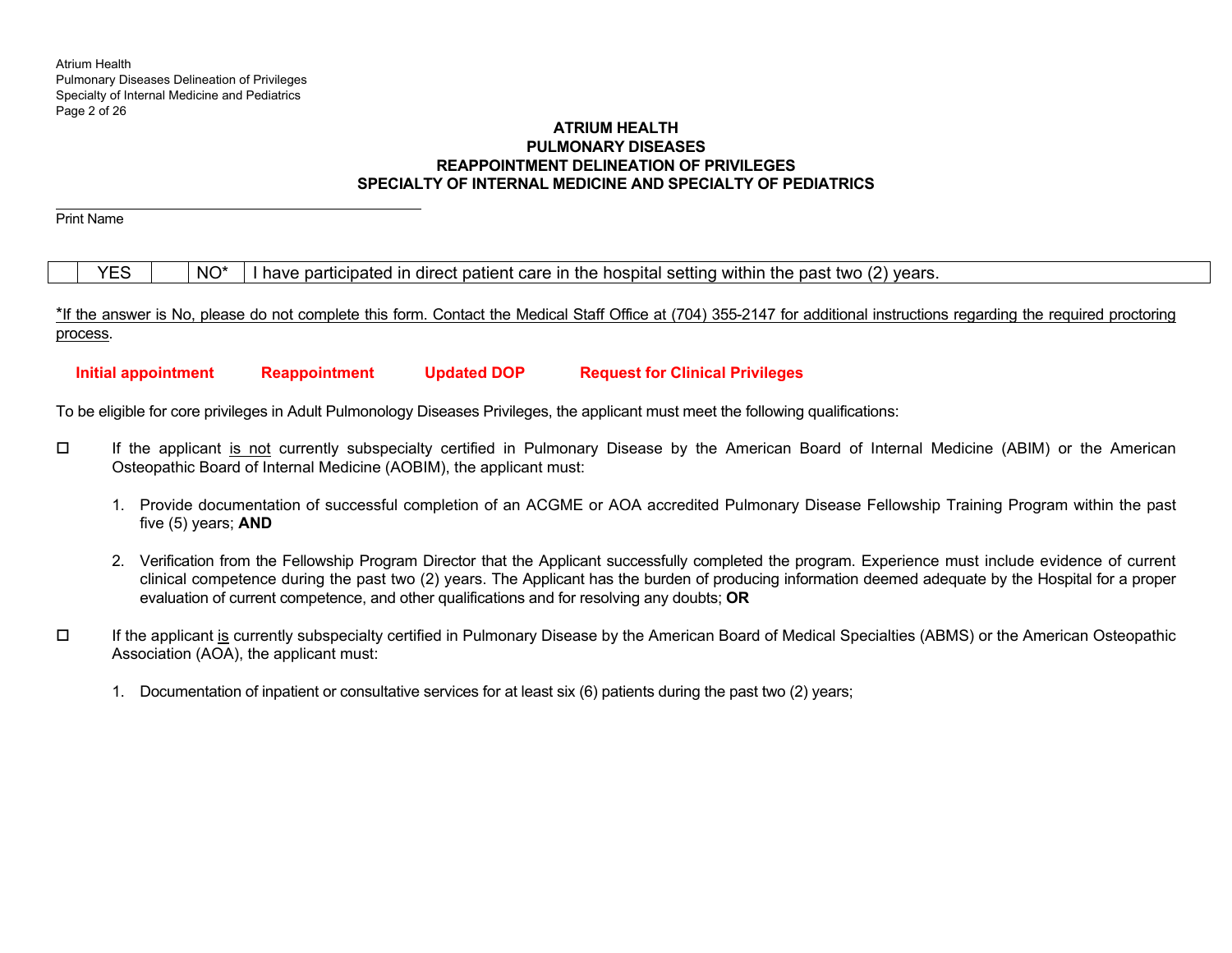# ATRIUM HEALTH
# PULMONARY DISEASES
# REAPPOINTMENT DELINEATION OF PRIVILEGES
# SPECIALTY OF INTERNAL MEDICINE AND SPECIALTY OF PEDIATRICS

\_\_\_\_\_\_\_\_\_\_\_\_\_\_\_\_\_\_\_\_\_\_\_\_\_\_\_\_\_\_\_\_\_\_\_\_\_\_\_\_

Print Name

| | YES | | NO* | I have participated in direct patient care in the hospital setting within the past two (2) years. |
|---|---|---|---|---|

*If the answer is No, please do not complete this form. Contact the Medical Staff Office at (704) 355-2147 for additional instructions regarding the required proctoring process.

**Initial appointment** **Reappointment** **Updated DOP** **Request for Clinical Privileges**

To be eligible for core privileges in Adult Pulmonology Diseases Privileges, the applicant must meet the following qualifications:

- ☐ If the applicant is not currently subspecialty certified in Pulmonary Disease by the American Board of Internal Medicine (ABIM) or the American Osteopathic Board of Internal Medicine (AOBIM), the applicant must:

  1. Provide documentation of successful completion of an ACGME or AOA accredited Pulmonary Disease Fellowship Training Program within the past five (5) years; **AND**

  2. Verification from the Fellowship Program Director that the Applicant successfully completed the program. Experience must include evidence of current clinical competence during the past two (2) years. The Applicant has the burden of producing information deemed adequate by the Hospital for a proper evaluation of current competence, and other qualifications and for resolving any doubts; **OR**

- ☐ If the applicant is currently subspecialty certified in Pulmonary Disease by the American Board of Medical Specialties (ABMS) or the American Osteopathic Association (AOA), the applicant must:

  1. Documentation of inpatient or consultative services for at least six (6) patients during the past two (2) years;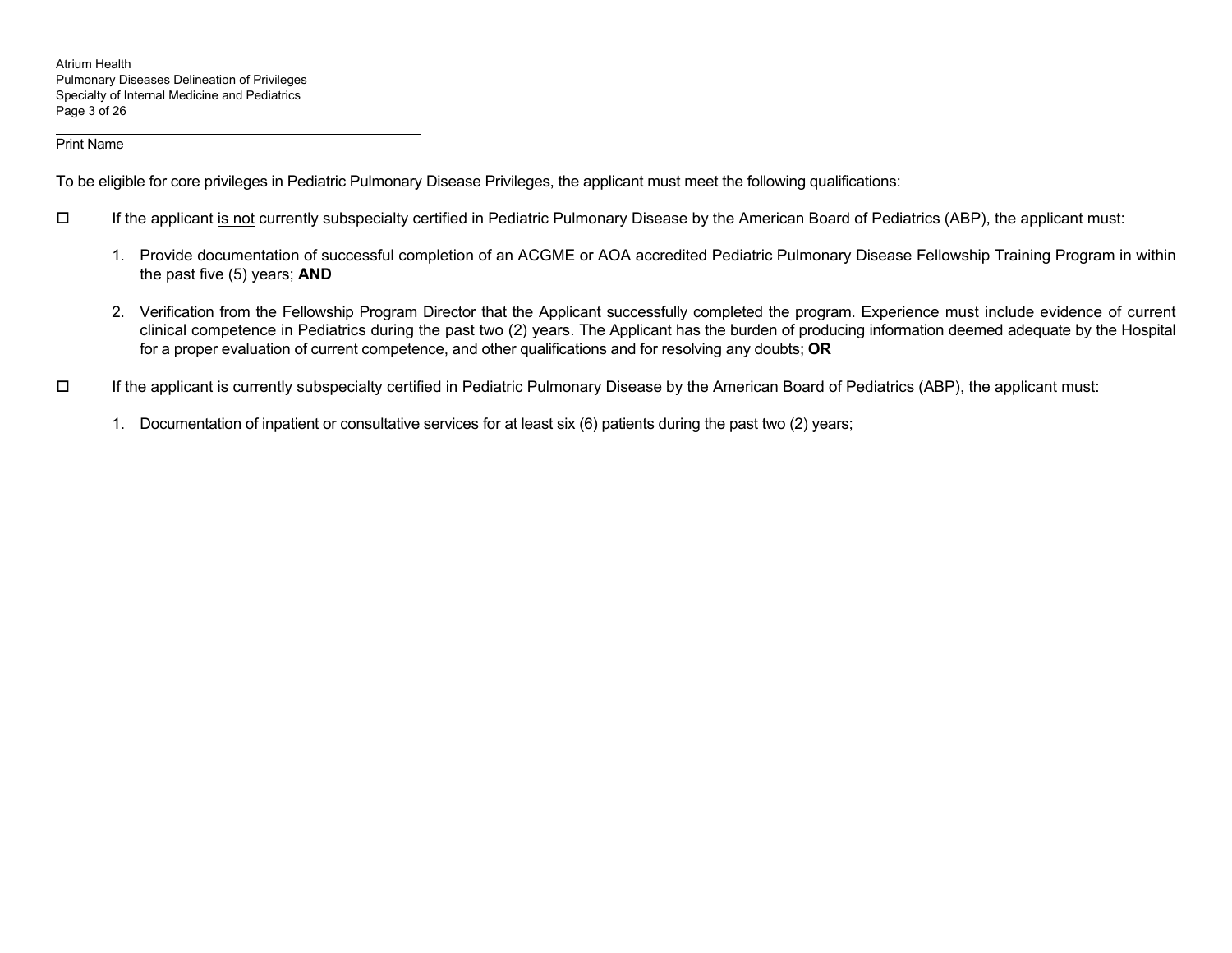_______________________________________________
Print Name

To be eligible for core privileges in Pediatric Pulmonary Disease Privileges, the applicant must meet the following qualifications:

☐ If the applicant <u>is not</u> currently subspecialty certified in Pediatric Pulmonary Disease by the American Board of Pediatrics (ABP), the applicant must:

1. Provide documentation of successful completion of an ACGME or AOA accredited Pediatric Pulmonary Disease Fellowship Training Program in within the past five (5) years; **AND**

2. Verification from the Fellowship Program Director that the Applicant successfully completed the program. Experience must include evidence of current clinical competence in Pediatrics during the past two (2) years. The Applicant has the burden of producing information deemed adequate by the Hospital for a proper evaluation of current competence, and other qualifications and for resolving any doubts; **OR**

☐ If the applicant <u>is</u> currently subspecialty certified in Pediatric Pulmonary Disease by the American Board of Pediatrics (ABP), the applicant must:

1. Documentation of inpatient or consultative services for at least six (6) patients during the past two (2) years;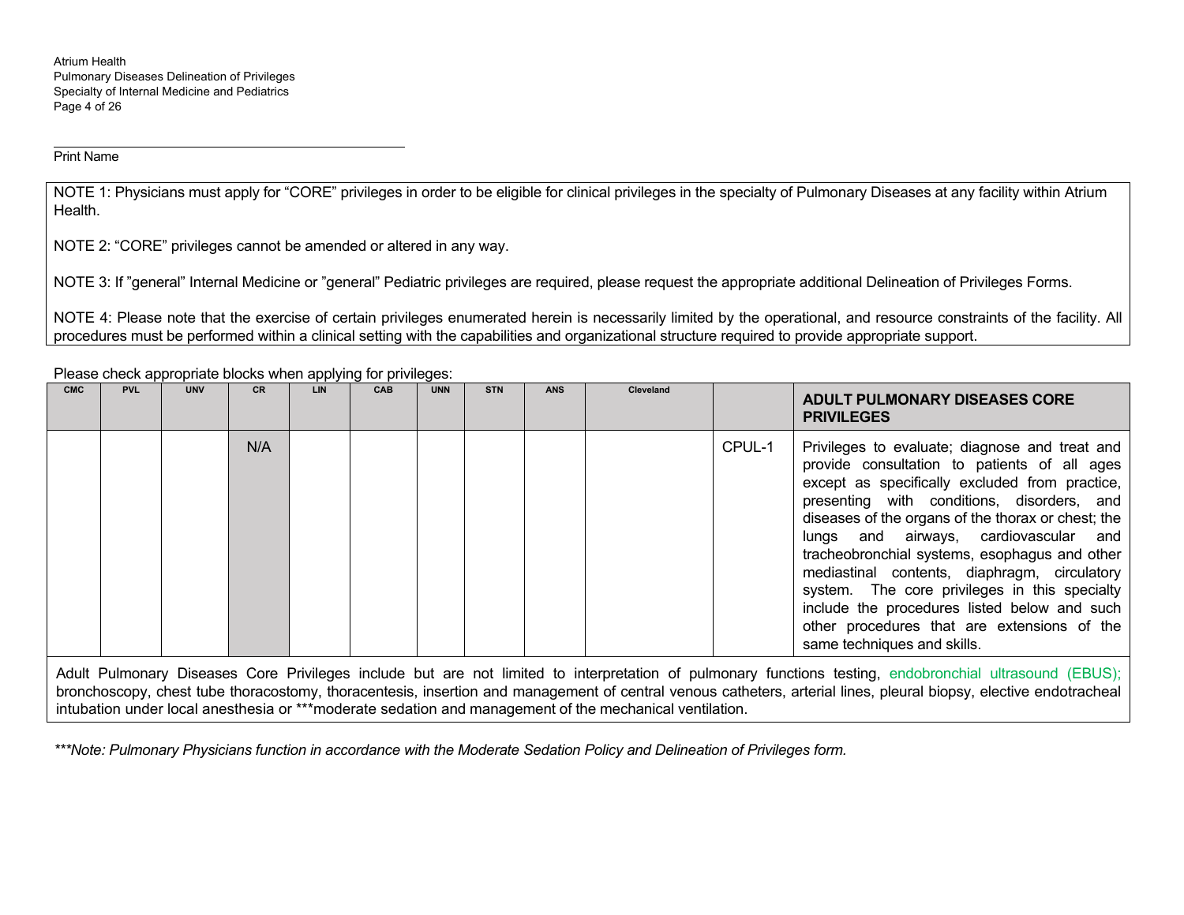Print Name

NOTE 1: Physicians must apply for "CORE" privileges in order to be eligible for clinical privileges in the specialty of Pulmonary Diseases at any facility within Atrium Health.

NOTE 2: "CORE" privileges cannot be amended or altered in any way.

NOTE 3: If "general" Internal Medicine or "general" Pediatric privileges are required, please request the appropriate additional Delineation of Privileges Forms.

NOTE 4: Please note that the exercise of certain privileges enumerated herein is necessarily limited by the operational, and resource constraints of the facility. All procedures must be performed within a clinical setting with the capabilities and organizational structure required to provide appropriate support.

Please check appropriate blocks when applying for privileges:

| CMC | PVL | UNV | CR | LIN | CAB | UNN | STN | ANS | Cleveland | | **ADULT PULMONARY DISEASES CORE PRIVILEGES** |
|---|---|---|---|---|---|---|---|---|---|---|---|
| | | | N/A | | | | | | | CPUL-1 | Privileges to evaluate; diagnose and treat and provide consultation to patients of all ages except as specifically excluded from practice, presenting with conditions, disorders, and diseases of the organs of the thorax or chest; the lungs and airways, cardiovascular and tracheobronchial systems, esophagus and other mediastinal contents, diaphragm, circulatory system. The core privileges in this specialty include the procedures listed below and such other procedures that are extensions of the same techniques and skills. |

Adult Pulmonary Diseases Core Privileges include but are not limited to interpretation of pulmonary functions testing, endobronchial ultrasound (EBUS); bronchoscopy, chest tube thoracostomy, thoracentesis, insertion and management of central venous catheters, arterial lines, pleural biopsy, elective endotracheal intubation under local anesthesia or ***moderate sedation and management of the mechanical ventilation.

****Note: Pulmonary Physicians function in accordance with the Moderate Sedation Policy and Delineation of Privileges form.*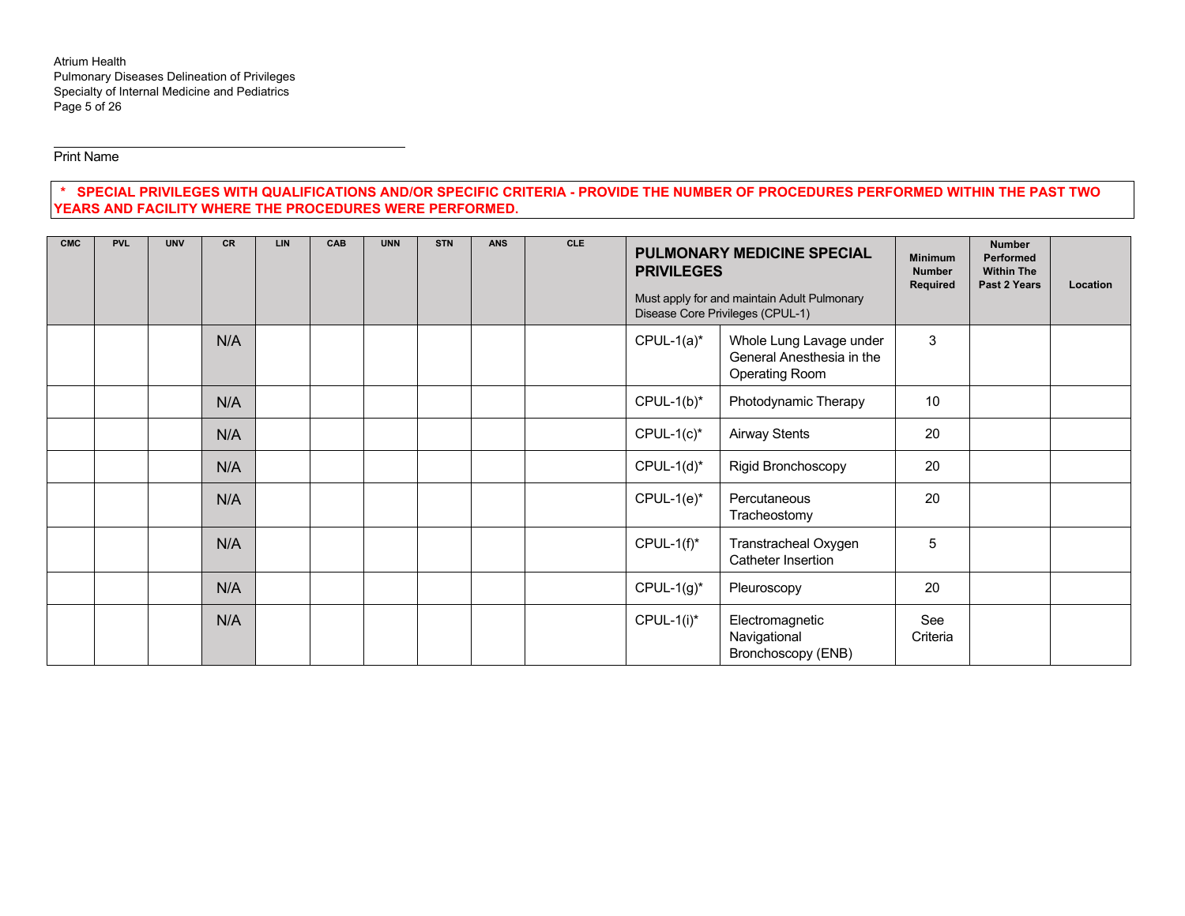Print Name

**\* SPECIAL PRIVILEGES WITH QUALIFICATIONS AND/OR SPECIFIC CRITERIA - PROVIDE THE NUMBER OF PROCEDURES PERFORMED WITHIN THE PAST TWO YEARS AND FACILITY WHERE THE PROCEDURES WERE PERFORMED.**

| CMC | PVL | UNV | CR | LIN | CAB | UNN | STN | ANS | CLE | **PULMONARY MEDICINE SPECIAL PRIVILEGES** Must apply for and maintain Adult Pulmonary Disease Core Privileges (CPUL-1) | | Minimum Number Required | Number Performed Within The Past 2 Years | Location |
|---|---|---|---|---|---|---|---|---|---|---|---|---|---|---|
| | | | N/A | | | | | | | CPUL-1(a)* | Whole Lung Lavage under General Anesthesia in the Operating Room | 3 | | |
| | | | N/A | | | | | | | CPUL-1(b)* | Photodynamic Therapy | 10 | | |
| | | | N/A | | | | | | | CPUL-1(c)* | Airway Stents | 20 | | |
| | | | N/A | | | | | | | CPUL-1(d)* | Rigid Bronchoscopy | 20 | | |
| | | | N/A | | | | | | | CPUL-1(e)* | Percutaneous Tracheostomy | 20 | | |
| | | | N/A | | | | | | | CPUL-1(f)* | Transtracheal Oxygen Catheter Insertion | 5 | | |
| | | | N/A | | | | | | | CPUL-1(g)* | Pleuroscopy | 20 | | |
| | | | N/A | | | | | | | CPUL-1(i)* | Electromagnetic Navigational Bronchoscopy (ENB) | See Criteria | | |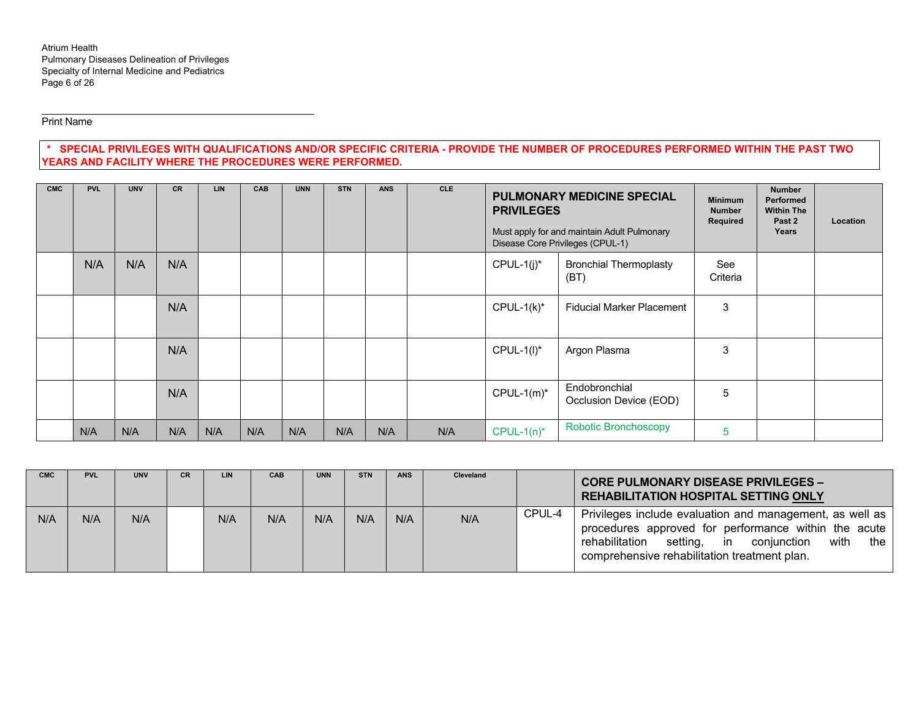Print Name

**\* SPECIAL PRIVILEGES WITH QUALIFICATIONS AND/OR SPECIFIC CRITERIA - PROVIDE THE NUMBER OF PROCEDURES PERFORMED WITHIN THE PAST TWO YEARS AND FACILITY WHERE THE PROCEDURES WERE PERFORMED.**

| CMC | PVL | UNV | CR | LIN | CAB | UNN | STN | ANS | CLE | **PULMONARY MEDICINE SPECIAL PRIVILEGES** Must apply for and maintain Adult Pulmonary Disease Core Privileges (CPUL-1) | | Minimum Number Required | Number Performed Within The Past 2 Years | Location |
|---|---|---|---|---|---|---|---|---|---|---|---|---|---|---|
| | N/A | N/A | N/A | | | | | | | CPUL-1(j)* | Bronchial Thermoplasty (BT) | See Criteria | | |
| | | | N/A | | | | | | | CPUL-1(k)* | Fiducial Marker Placement | 3 | | |
| | | | N/A | | | | | | | CPUL-1(l)* | Argon Plasma | 3 | | |
| | | | N/A | | | | | | | CPUL-1(m)* | Endobronchial Occlusion Device (EOD) | 5 | | |
| | N/A | N/A | N/A | N/A | N/A | N/A | N/A | N/A | N/A | CPUL-1(n)* | Robotic Bronchoscopy | 5 | | |

| CMC | PVL | UNV | CR | LIN | CAB | UNN | STN | ANS | Cleveland | | **CORE PULMONARY DISEASE PRIVILEGES – REHABILITATION HOSPITAL SETTING ONLY** |
|---|---|---|---|---|---|---|---|---|---|---|---|
| N/A | N/A | N/A | | N/A | N/A | N/A | N/A | N/A | N/A | CPUL-4 | Privileges include evaluation and management, as well as procedures approved for performance within the acute rehabilitation setting, in conjunction with the comprehensive rehabilitation treatment plan. |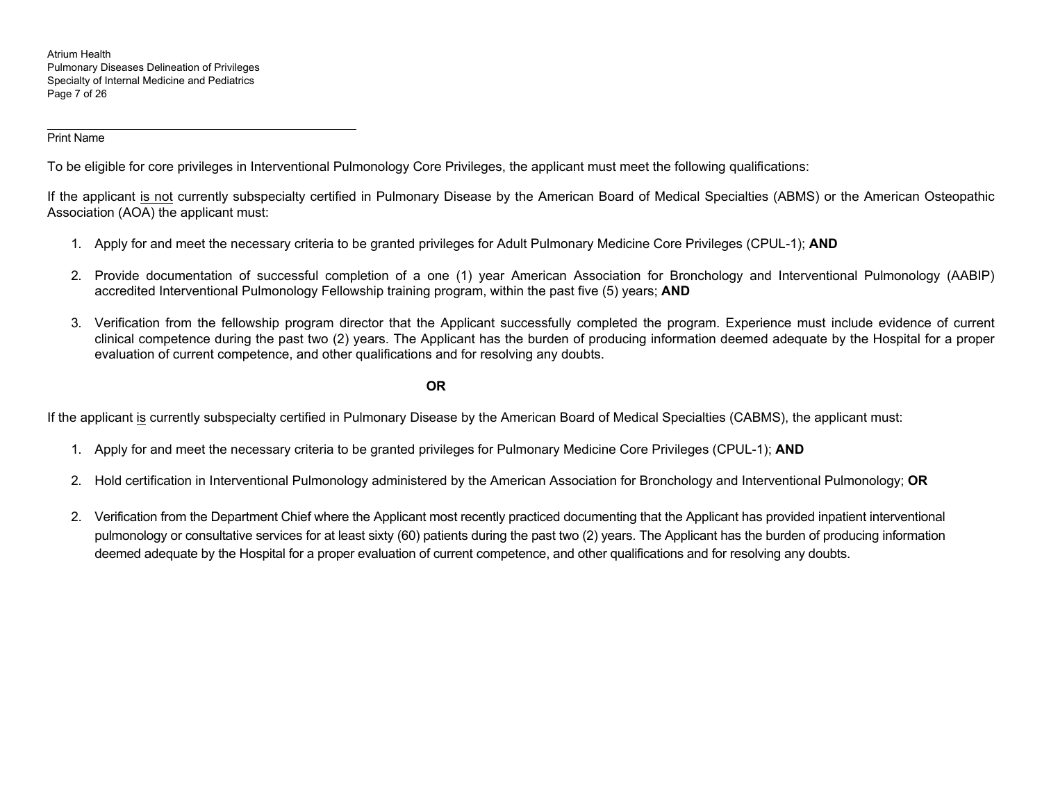Print Name

To be eligible for core privileges in Interventional Pulmonology Core Privileges, the applicant must meet the following qualifications:

If the applicant is not currently subspecialty certified in Pulmonary Disease by the American Board of Medical Specialties (ABMS) or the American Osteopathic Association (AOA) the applicant must:

1. Apply for and meet the necessary criteria to be granted privileges for Adult Pulmonary Medicine Core Privileges (CPUL-1); **AND**

2. Provide documentation of successful completion of a one (1) year American Association for Bronchology and Interventional Pulmonology (AABIP) accredited Interventional Pulmonology Fellowship training program, within the past five (5) years; **AND**

3. Verification from the fellowship program director that the Applicant successfully completed the program. Experience must include evidence of current clinical competence during the past two (2) years. The Applicant has the burden of producing information deemed adequate by the Hospital for a proper evaluation of current competence, and other qualifications and for resolving any doubts.

**OR**

If the applicant is currently subspecialty certified in Pulmonary Disease by the American Board of Medical Specialties (CABMS), the applicant must:

1. Apply for and meet the necessary criteria to be granted privileges for Pulmonary Medicine Core Privileges (CPUL-1); **AND**

2. Hold certification in Interventional Pulmonology administered by the American Association for Bronchology and Interventional Pulmonology; **OR**

2. Verification from the Department Chief where the Applicant most recently practiced documenting that the Applicant has provided inpatient interventional pulmonology or consultative services for at least sixty (60) patients during the past two (2) years. The Applicant has the burden of producing information deemed adequate by the Hospital for a proper evaluation of current competence, and other qualifications and for resolving any doubts.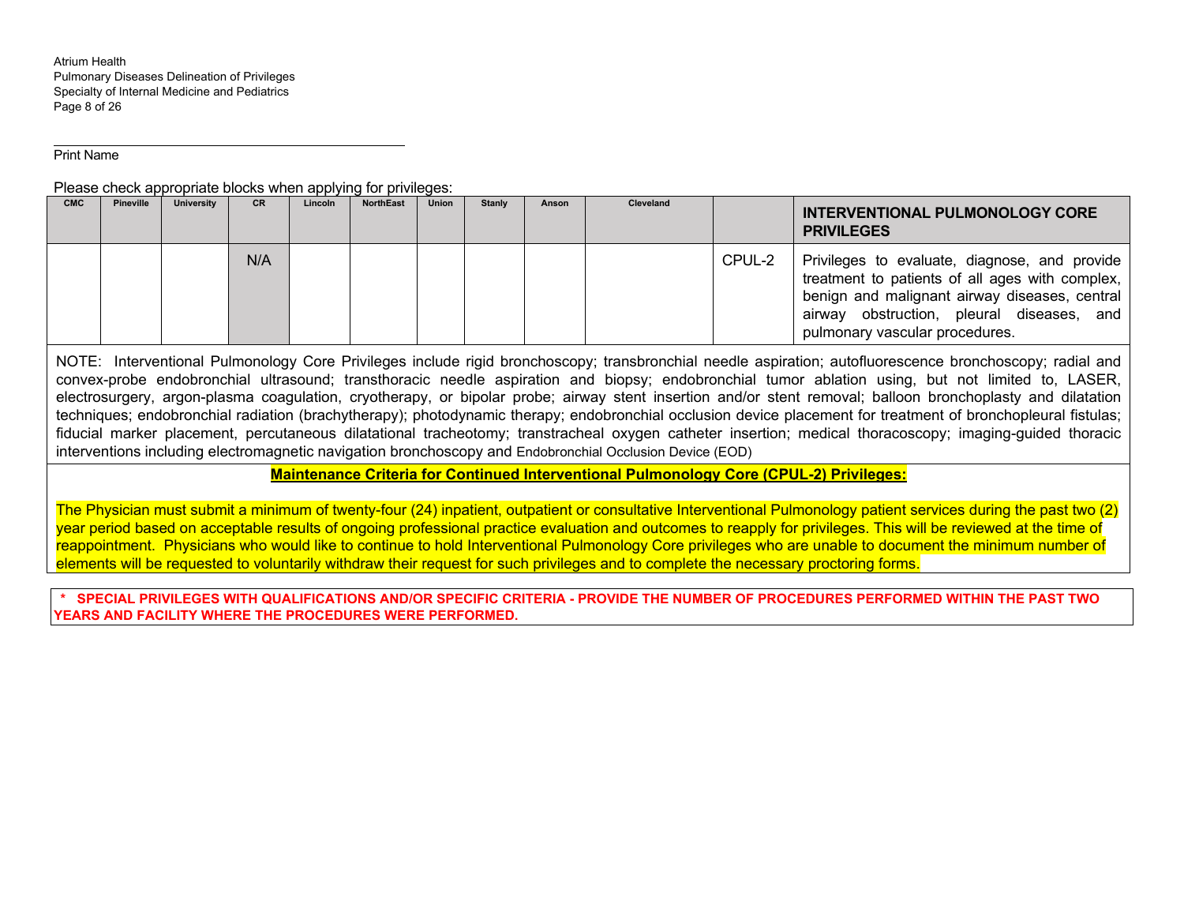Print Name

Please check appropriate blocks when applying for privileges:

| CMC | Pineville | University | CR | Lincoln | NorthEast | Union | Stanly | Anson | Cleveland | | INTERVENTIONAL PULMONOLOGY CORE PRIVILEGES |
|---|---|---|---|---|---|---|---|---|---|---|---|
| | | | N/A | | | | | | | CPUL-2 | Privileges to evaluate, diagnose, and provide treatment to patients of all ages with complex, benign and malignant airway diseases, central airway obstruction, pleural diseases, and pulmonary vascular procedures. |

NOTE: Interventional Pulmonology Core Privileges include rigid bronchoscopy; transbronchial needle aspiration; autofluorescence bronchoscopy; radial and convex-probe endobronchial ultrasound; transthoracic needle aspiration and biopsy; endobronchial tumor ablation using, but not limited to, LASER, electrosurgery, argon-plasma coagulation, cryotherapy, or bipolar probe; airway stent insertion and/or stent removal; balloon bronchoplasty and dilatation techniques; endobronchial radiation (brachytherapy); photodynamic therapy; endobronchial occlusion device placement for treatment of bronchopleural fistulas; fiducial marker placement, percutaneous dilatational tracheotomy; transtracheal oxygen catheter insertion; medical thoracoscopy; imaging-guided thoracic interventions including electromagnetic navigation bronchoscopy and Endobronchial Occlusion Device (EOD)

**Maintenance Criteria for Continued Interventional Pulmonology Core (CPUL-2) Privileges:**

The Physician must submit a minimum of twenty-four (24) inpatient, outpatient or consultative Interventional Pulmonology patient services during the past two (2) year period based on acceptable results of ongoing professional practice evaluation and outcomes to reapply for privileges. This will be reviewed at the time of reappointment. Physicians who would like to continue to hold Interventional Pulmonology Core privileges who are unable to document the minimum number of elements will be requested to voluntarily withdraw their request for such privileges and to complete the necessary proctoring forms.

**\* SPECIAL PRIVILEGES WITH QUALIFICATIONS AND/OR SPECIFIC CRITERIA - PROVIDE THE NUMBER OF PROCEDURES PERFORMED WITHIN THE PAST TWO YEARS AND FACILITY WHERE THE PROCEDURES WERE PERFORMED.**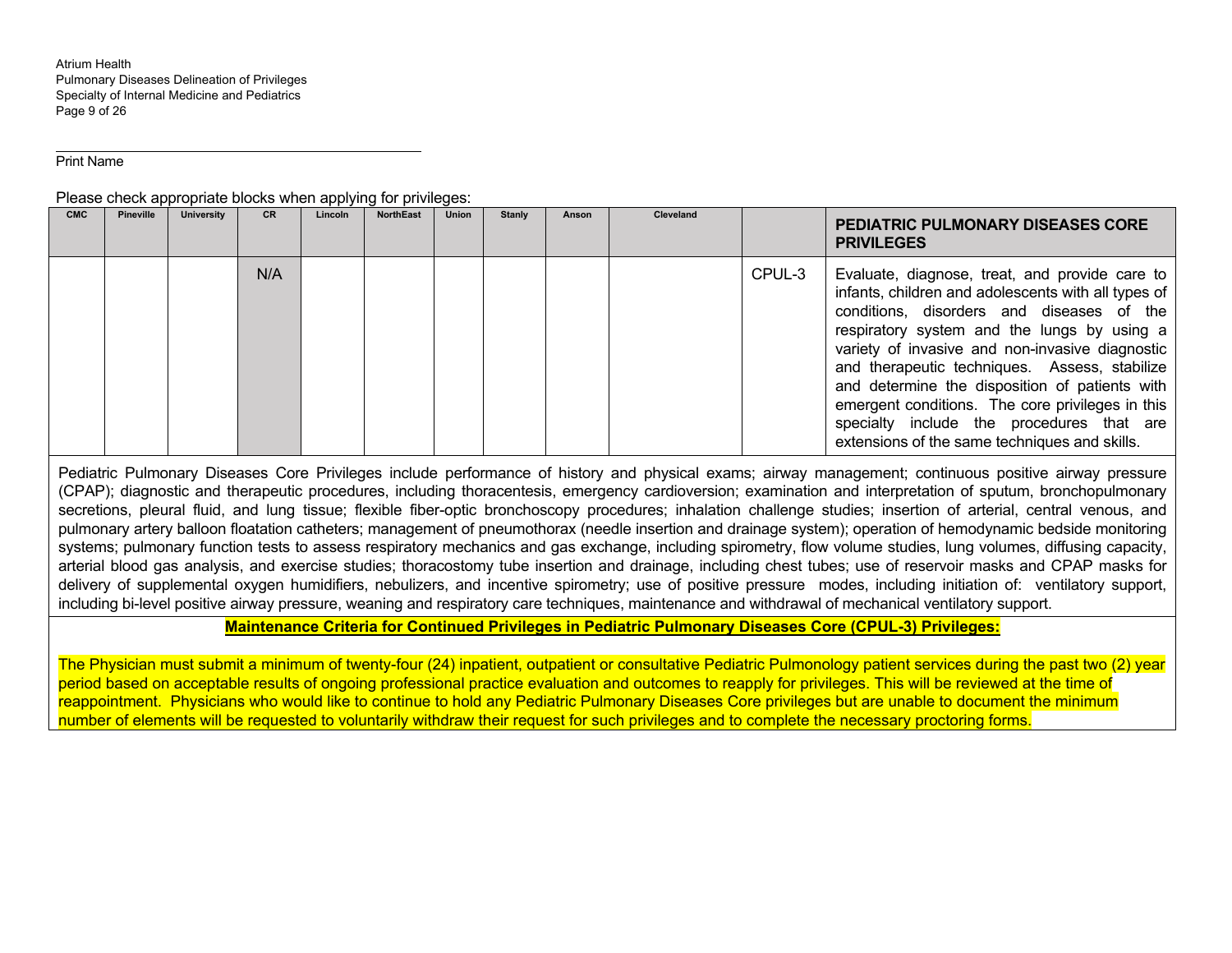Print Name

Please check appropriate blocks when applying for privileges:

| CMC | Pineville | University | CR | Lincoln | NorthEast | Union | Stanly | Anson | Cleveland | | PEDIATRIC PULMONARY DISEASES CORE PRIVILEGES |
|---|---|---|---|---|---|---|---|---|---|---|---|
| | | | N/A | | | | | | | CPUL-3 | Evaluate, diagnose, treat, and provide care to infants, children and adolescents with all types of conditions, disorders and diseases of the respiratory system and the lungs by using a variety of invasive and non-invasive diagnostic and therapeutic techniques. Assess, stabilize and determine the disposition of patients with emergent conditions. The core privileges in this specialty include the procedures that are extensions of the same techniques and skills. |

Pediatric Pulmonary Diseases Core Privileges include performance of history and physical exams; airway management; continuous positive airway pressure (CPAP); diagnostic and therapeutic procedures, including thoracentesis, emergency cardioversion; examination and interpretation of sputum, bronchopulmonary secretions, pleural fluid, and lung tissue; flexible fiber-optic bronchoscopy procedures; inhalation challenge studies; insertion of arterial, central venous, and pulmonary artery balloon floatation catheters; management of pneumothorax (needle insertion and drainage system); operation of hemodynamic bedside monitoring systems; pulmonary function tests to assess respiratory mechanics and gas exchange, including spirometry, flow volume studies, lung volumes, diffusing capacity, arterial blood gas analysis, and exercise studies; thoracostomy tube insertion and drainage, including chest tubes; use of reservoir masks and CPAP masks for delivery of supplemental oxygen humidifiers, nebulizers, and incentive spirometry; use of positive pressure modes, including initiation of: ventilatory support, including bi-level positive airway pressure, weaning and respiratory care techniques, maintenance and withdrawal of mechanical ventilatory support.

**Maintenance Criteria for Continued Privileges in Pediatric Pulmonary Diseases Core (CPUL-3) Privileges:**

The Physician must submit a minimum of twenty-four (24) inpatient, outpatient or consultative Pediatric Pulmonology patient services during the past two (2) year period based on acceptable results of ongoing professional practice evaluation and outcomes to reapply for privileges. This will be reviewed at the time of reappointment. Physicians who would like to continue to hold any Pediatric Pulmonary Diseases Core privileges but are unable to document the minimum number of elements will be requested to voluntarily withdraw their request for such privileges and to complete the necessary proctoring forms.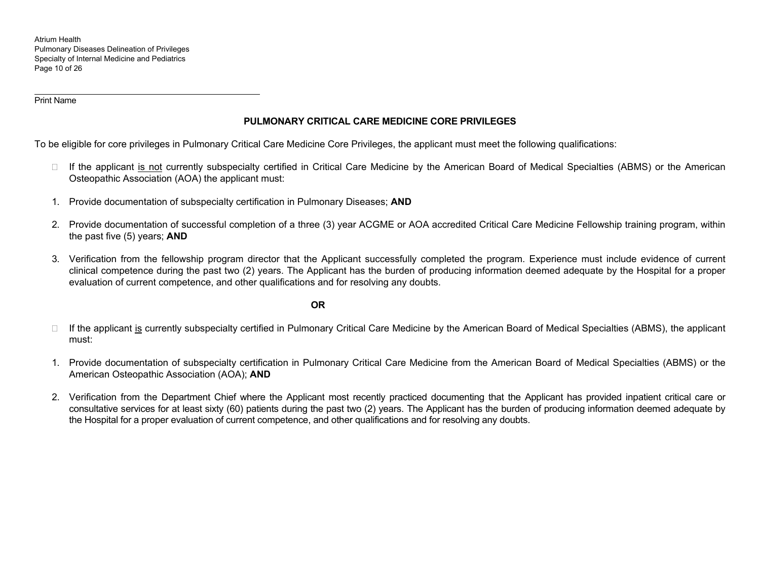Print Name

## PULMONARY CRITICAL CARE MEDICINE CORE PRIVILEGES

To be eligible for core privileges in Pulmonary Critical Care Medicine Core Privileges, the applicant must meet the following qualifications:

- ☐ If the applicant is not currently subspecialty certified in Critical Care Medicine by the American Board of Medical Specialties (ABMS) or the American Osteopathic Association (AOA) the applicant must:

1. Provide documentation of subspecialty certification in Pulmonary Diseases; **AND**
2. Provide documentation of successful completion of a three (3) year ACGME or AOA accredited Critical Care Medicine Fellowship training program, within the past five (5) years; **AND**
3. Verification from the fellowship program director that the Applicant successfully completed the program. Experience must include evidence of current clinical competence during the past two (2) years. The Applicant has the burden of producing information deemed adequate by the Hospital for a proper evaluation of current competence, and other qualifications and for resolving any doubts.

**OR**

- ☐ If the applicant is currently subspecialty certified in Pulmonary Critical Care Medicine by the American Board of Medical Specialties (ABMS), the applicant must:

1. Provide documentation of subspecialty certification in Pulmonary Critical Care Medicine from the American Board of Medical Specialties (ABMS) or the American Osteopathic Association (AOA); **AND**
2. Verification from the Department Chief where the Applicant most recently practiced documenting that the Applicant has provided inpatient critical care or consultative services for at least sixty (60) patients during the past two (2) years. The Applicant has the burden of producing information deemed adequate by the Hospital for a proper evaluation of current competence, and other qualifications and for resolving any doubts.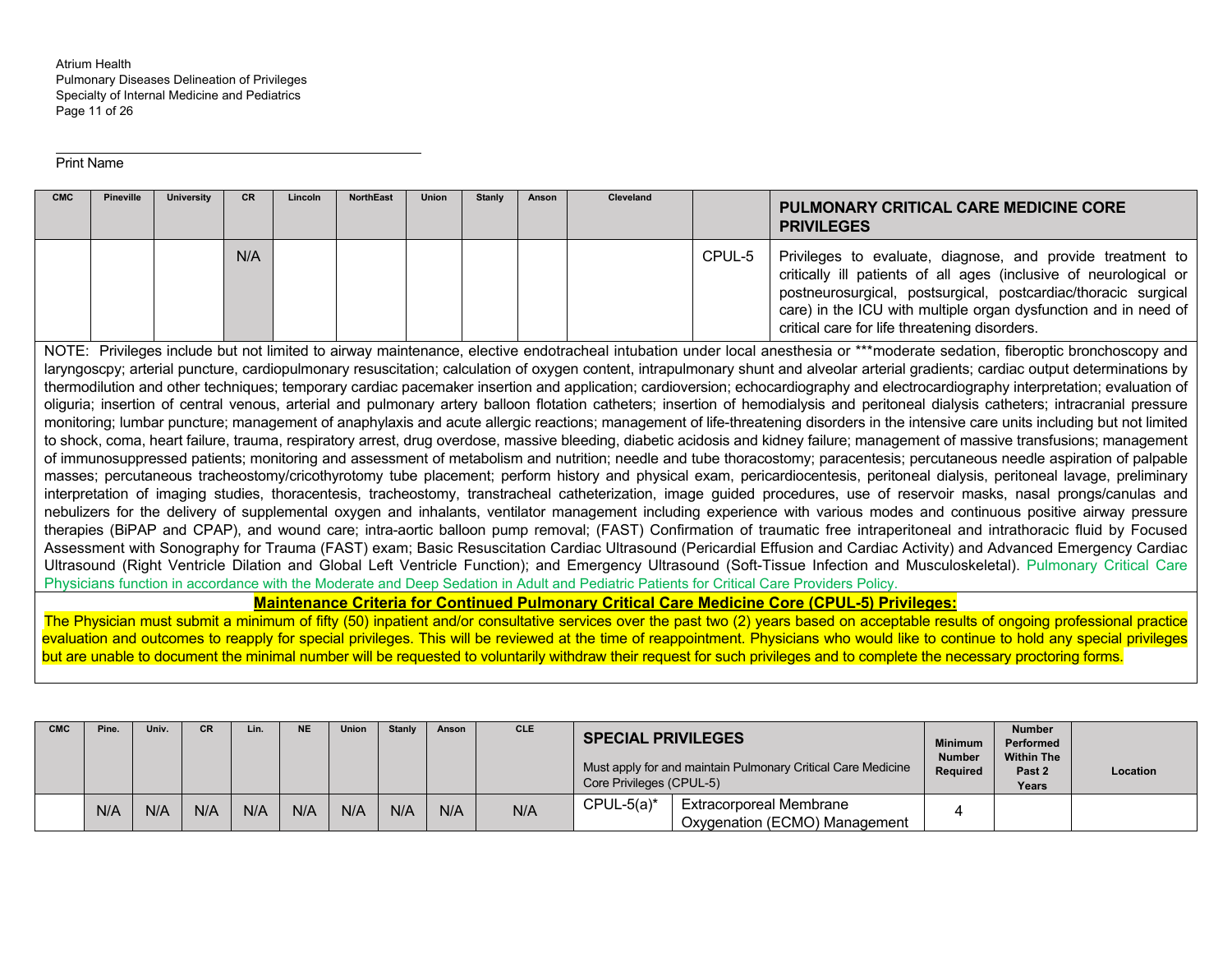Print Name

| CMC | Pineville | University | CR | Lincoln | NorthEast | Union | Stanly | Anson | Cleveland | | PULMONARY CRITICAL CARE MEDICINE CORE PRIVILEGES |
|---|---|---|---|---|---|---|---|---|---|---|---|
| | | | N/A | | | | | | | CPUL-5 | Privileges to evaluate, diagnose, and provide treatment to critically ill patients of all ages (inclusive of neurological or postneurosurgical, postsurgical, postcardiac/thoracic surgical care) in the ICU with multiple organ dysfunction and in need of critical care for life threatening disorders. |

NOTE: Privileges include but not limited to airway maintenance, elective endotracheal intubation under local anesthesia or ***moderate sedation, fiberoptic bronchoscopy and laryngoscpy; arterial puncture, cardiopulmonary resuscitation; calculation of oxygen content, intrapulmonary shunt and alveolar arterial gradients; cardiac output determinations by thermodilution and other techniques; temporary cardiac pacemaker insertion and application; cardioversion; echocardiography and electrocardiography interpretation; evaluation of oliguria; insertion of central venous, arterial and pulmonary artery balloon flotation catheters; insertion of hemodialysis and peritoneal dialysis catheters; intracranial pressure monitoring; lumbar puncture; management of anaphylaxis and acute allergic reactions; management of life-threatening disorders in the intensive care units including but not limited to shock, coma, heart failure, trauma, respiratory arrest, drug overdose, massive bleeding, diabetic acidosis and kidney failure; management of massive transfusions; management of immunosuppressed patients; monitoring and assessment of metabolism and nutrition; needle and tube thoracostomy; paracentesis; percutaneous needle aspiration of palpable masses; percutaneous tracheostomy/cricothyrotomy tube placement; perform history and physical exam, pericardiocentesis, peritoneal dialysis, peritoneal lavage, preliminary interpretation of imaging studies, thoracentesis, tracheostomy, transtracheal catheterization, image guided procedures, use of reservoir masks, nasal prongs/canulas and nebulizers for the delivery of supplemental oxygen and inhalants, ventilator management including experience with various modes and continuous positive airway pressure therapies (BiPAP and CPAP), and wound care; intra-aortic balloon pump removal; (FAST) Confirmation of traumatic free intraperitoneal and intrathoracic fluid by Focused Assessment with Sonography for Trauma (FAST) exam; Basic Resuscitation Cardiac Ultrasound (Pericardial Effusion and Cardiac Activity) and Advanced Emergency Cardiac Ultrasound (Right Ventricle Dilation and Global Left Ventricle Function); and Emergency Ultrasound (Soft-Tissue Infection and Musculoskeletal). Pulmonary Critical Care Physicians function in accordance with the Moderate and Deep Sedation in Adult and Pediatric Patients for Critical Care Providers Policy.

**Maintenance Criteria for Continued Pulmonary Critical Care Medicine Core (CPUL-5) Privileges:**

The Physician must submit a minimum of fifty (50) inpatient and/or consultative services over the past two (2) years based on acceptable results of ongoing professional practice evaluation and outcomes to reapply for special privileges. This will be reviewed at the time of reappointment. Physicians who would like to continue to hold any special privileges but are unable to document the minimal number will be requested to voluntarily withdraw their request for such privileges and to complete the necessary proctoring forms.

| CMC | Pine. | Univ. | CR | Lin. | NE | Union | Stanly | Anson | CLE | SPECIAL PRIVILEGES<br>Must apply for and maintain Pulmonary Critical Care Medicine Core Privileges (CPUL-5) | | Minimum Number Required | Number Performed Within The Past 2 Years | Location |
|---|---|---|---|---|---|---|---|---|---|---|---|---|---|---|
| | N/A | N/A | N/A | N/A | N/A | N/A | N/A | N/A | N/A | CPUL-5(a)* | Extracorporeal Membrane Oxygenation (ECMO) Management | 4 | | |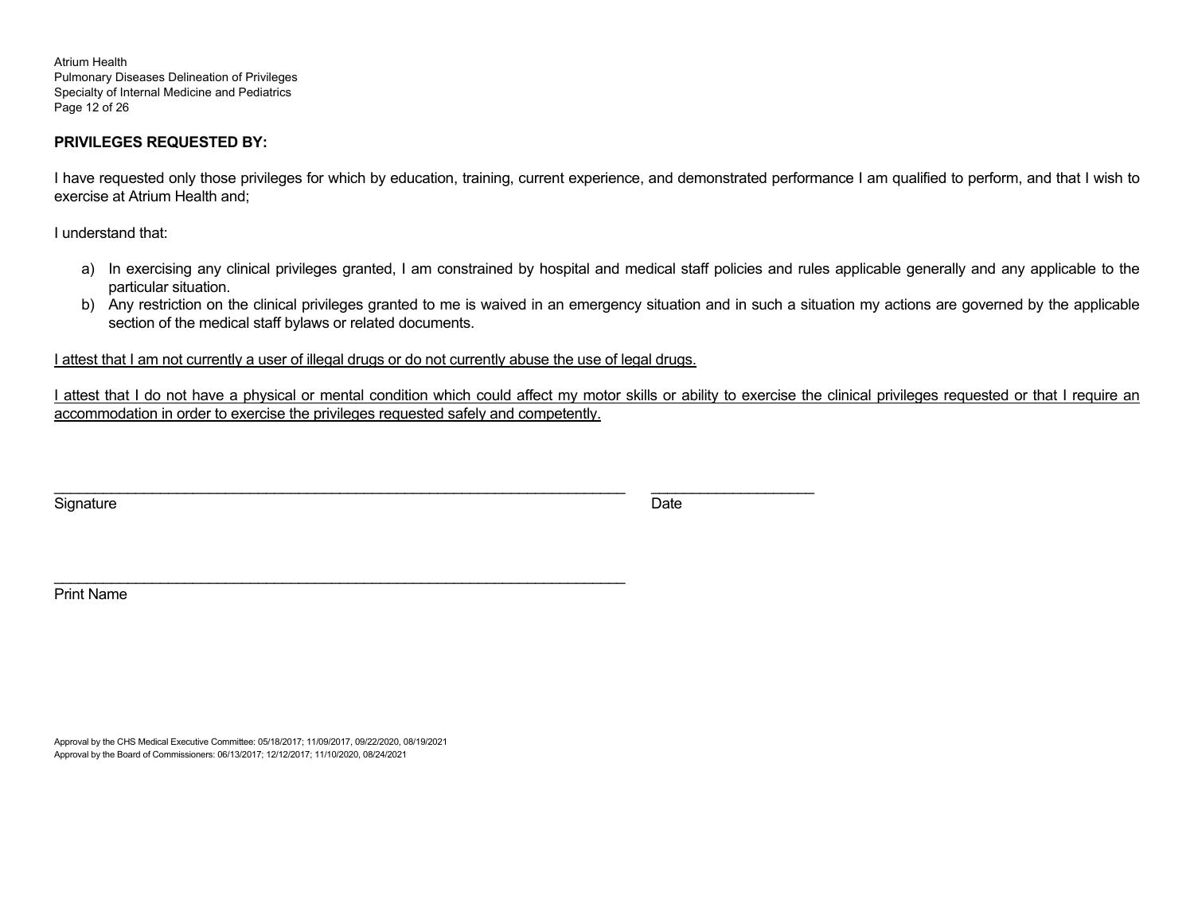**PRIVILEGES REQUESTED BY:**

I have requested only those privileges for which by education, training, current experience, and demonstrated performance I am qualified to perform, and that I wish to exercise at Atrium Health and;

I understand that:

a) In exercising any clinical privileges granted, I am constrained by hospital and medical staff policies and rules applicable generally and any applicable to the particular situation.
b) Any restriction on the clinical privileges granted to me is waived in an emergency situation and in such a situation my actions are governed by the applicable section of the medical staff bylaws or related documents.

<u>I attest that I am not currently a user of illegal drugs or do not currently abuse the use of legal drugs.</u>

<u>I attest that I do not have a physical or mental condition which could affect my motor skills or ability to exercise the clinical privileges requested or that I require an accommodation in order to exercise the privileges requested safely and competently.</u>

\_\_\_\_\_\_\_\_\_\_\_\_\_\_\_\_\_\_\_\_\_\_\_\_\_\_\_\_\_\_\_\_\_\_\_\_\_\_\_\_\_\_\_\_\_\_\_\_\_\_\_\_\_\_\_\_\_\_\_\_\_\_\_\_\_\_\_\_\_\_ \_\_\_\_\_\_\_\_\_\_\_\_\_\_\_\_\_\_\_\_

Signature Date

\_\_\_\_\_\_\_\_\_\_\_\_\_\_\_\_\_\_\_\_\_\_\_\_\_\_\_\_\_\_\_\_\_\_\_\_\_\_\_\_\_\_\_\_\_\_\_\_\_\_\_\_\_\_\_\_\_\_\_\_\_\_\_\_\_\_\_\_\_\_

Print Name

Approval by the CHS Medical Executive Committee: 05/18/2017; 11/09/2017, 09/22/2020, 08/19/2021
Approval by the Board of Commissioners: 06/13/2017; 12/12/2017; 11/10/2020, 08/24/2021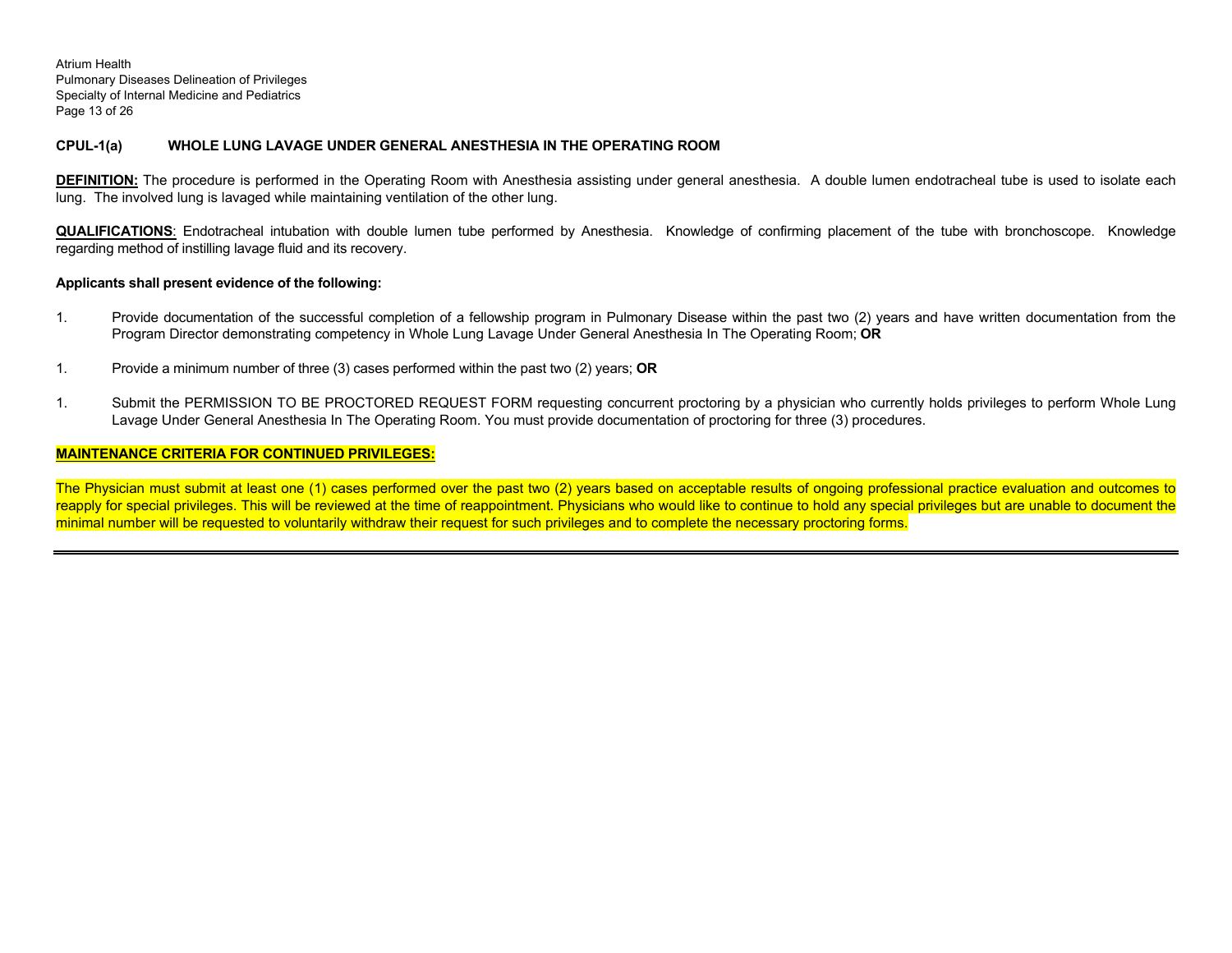**CPUL-1(a) WHOLE LUNG LAVAGE UNDER GENERAL ANESTHESIA IN THE OPERATING ROOM**

**DEFINITION:** The procedure is performed in the Operating Room with Anesthesia assisting under general anesthesia. A double lumen endotracheal tube is used to isolate each lung. The involved lung is lavaged while maintaining ventilation of the other lung.

**QUALIFICATIONS**: Endotracheal intubation with double lumen tube performed by Anesthesia. Knowledge of confirming placement of the tube with bronchoscope. Knowledge regarding method of instilling lavage fluid and its recovery.

**Applicants shall present evidence of the following:**

1. Provide documentation of the successful completion of a fellowship program in Pulmonary Disease within the past two (2) years and have written documentation from the Program Director demonstrating competency in Whole Lung Lavage Under General Anesthesia In The Operating Room; **OR**

1. Provide a minimum number of three (3) cases performed within the past two (2) years; **OR**

1. Submit the PERMISSION TO BE PROCTORED REQUEST FORM requesting concurrent proctoring by a physician who currently holds privileges to perform Whole Lung Lavage Under General Anesthesia In The Operating Room. You must provide documentation of proctoring for three (3) procedures.

**MAINTENANCE CRITERIA FOR CONTINUED PRIVILEGES:**

The Physician must submit at least one (1) cases performed over the past two (2) years based on acceptable results of ongoing professional practice evaluation and outcomes to reapply for special privileges. This will be reviewed at the time of reappointment. Physicians who would like to continue to hold any special privileges but are unable to document the minimal number will be requested to voluntarily withdraw their request for such privileges and to complete the necessary proctoring forms.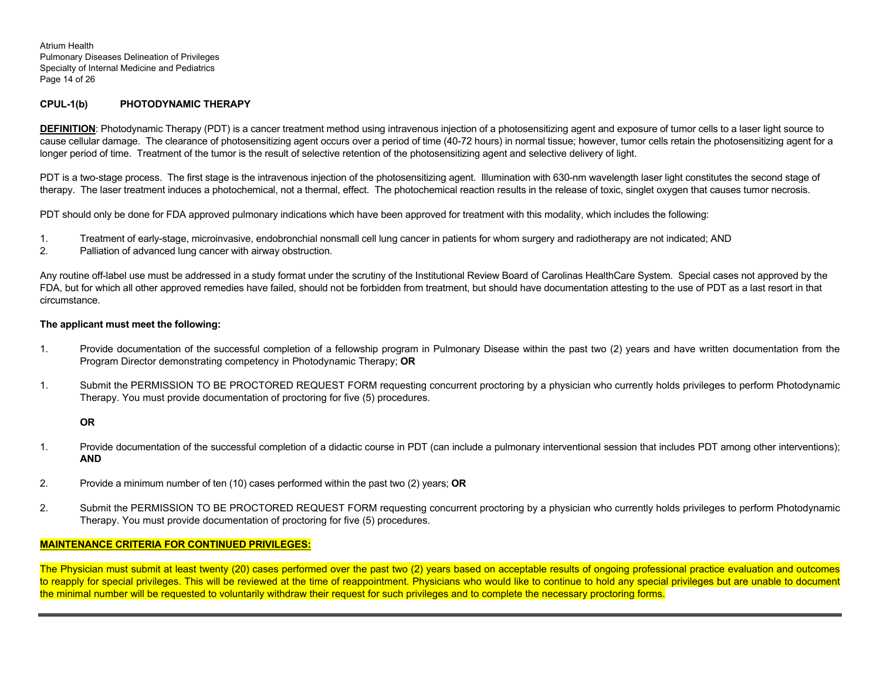## CPUL-1(b) PHOTODYNAMIC THERAPY

**DEFINITION**: Photodynamic Therapy (PDT) is a cancer treatment method using intravenous injection of a photosensitizing agent and exposure of tumor cells to a laser light source to cause cellular damage. The clearance of photosensitizing agent occurs over a period of time (40-72 hours) in normal tissue; however, tumor cells retain the photosensitizing agent for a longer period of time. Treatment of the tumor is the result of selective retention of the photosensitizing agent and selective delivery of light.

PDT is a two-stage process. The first stage is the intravenous injection of the photosensitizing agent. Illumination with 630-nm wavelength laser light constitutes the second stage of therapy. The laser treatment induces a photochemical, not a thermal, effect. The photochemical reaction results in the release of toxic, singlet oxygen that causes tumor necrosis.

PDT should only be done for FDA approved pulmonary indications which have been approved for treatment with this modality, which includes the following:

1. Treatment of early-stage, microinvasive, endobronchial nonsmall cell lung cancer in patients for whom surgery and radiotherapy are not indicated; AND
2. Palliation of advanced lung cancer with airway obstruction.

Any routine off-label use must be addressed in a study format under the scrutiny of the Institutional Review Board of Carolinas HealthCare System. Special cases not approved by the FDA, but for which all other approved remedies have failed, should not be forbidden from treatment, but should have documentation attesting to the use of PDT as a last resort in that circumstance.

**The applicant must meet the following:**

1. Provide documentation of the successful completion of a fellowship program in Pulmonary Disease within the past two (2) years and have written documentation from the Program Director demonstrating competency in Photodynamic Therapy; **OR**

1. Submit the PERMISSION TO BE PROCTORED REQUEST FORM requesting concurrent proctoring by a physician who currently holds privileges to perform Photodynamic Therapy. You must provide documentation of proctoring for five (5) procedures.

**OR**

1. Provide documentation of the successful completion of a didactic course in PDT (can include a pulmonary interventional session that includes PDT among other interventions); **AND**

2. Provide a minimum number of ten (10) cases performed within the past two (2) years; **OR**

2. Submit the PERMISSION TO BE PROCTORED REQUEST FORM requesting concurrent proctoring by a physician who currently holds privileges to perform Photodynamic Therapy. You must provide documentation of proctoring for five (5) procedures.

**MAINTENANCE CRITERIA FOR CONTINUED PRIVILEGES:**

The Physician must submit at least twenty (20) cases performed over the past two (2) years based on acceptable results of ongoing professional practice evaluation and outcomes to reapply for special privileges. This will be reviewed at the time of reappointment. Physicians who would like to continue to hold any special privileges but are unable to document the minimal number will be requested to voluntarily withdraw their request for such privileges and to complete the necessary proctoring forms.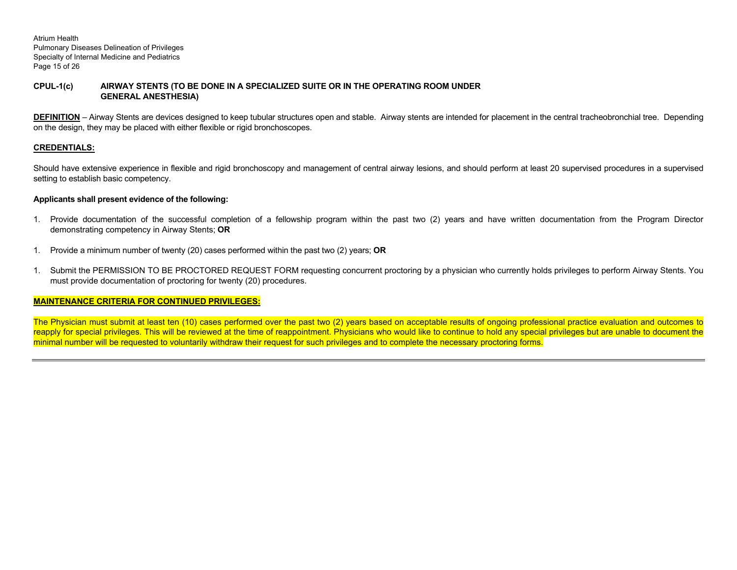## CPUL-1(c) AIRWAY STENTS (TO BE DONE IN A SPECIALIZED SUITE OR IN THE OPERATING ROOM UNDER GENERAL ANESTHESIA)

**DEFINITION** – Airway Stents are devices designed to keep tubular structures open and stable. Airway stents are intended for placement in the central tracheobronchial tree. Depending on the design, they may be placed with either flexible or rigid bronchoscopes.

**CREDENTIALS:**

Should have extensive experience in flexible and rigid bronchoscopy and management of central airway lesions, and should perform at least 20 supervised procedures in a supervised setting to establish basic competency.

**Applicants shall present evidence of the following:**

1. Provide documentation of the successful completion of a fellowship program within the past two (2) years and have written documentation from the Program Director demonstrating competency in Airway Stents; **OR**

1. Provide a minimum number of twenty (20) cases performed within the past two (2) years; **OR**

1. Submit the PERMISSION TO BE PROCTORED REQUEST FORM requesting concurrent proctoring by a physician who currently holds privileges to perform Airway Stents. You must provide documentation of proctoring for twenty (20) procedures.

**MAINTENANCE CRITERIA FOR CONTINUED PRIVILEGES:**

The Physician must submit at least ten (10) cases performed over the past two (2) years based on acceptable results of ongoing professional practice evaluation and outcomes to reapply for special privileges. This will be reviewed at the time of reappointment. Physicians who would like to continue to hold any special privileges but are unable to document the minimal number will be requested to voluntarily withdraw their request for such privileges and to complete the necessary proctoring forms.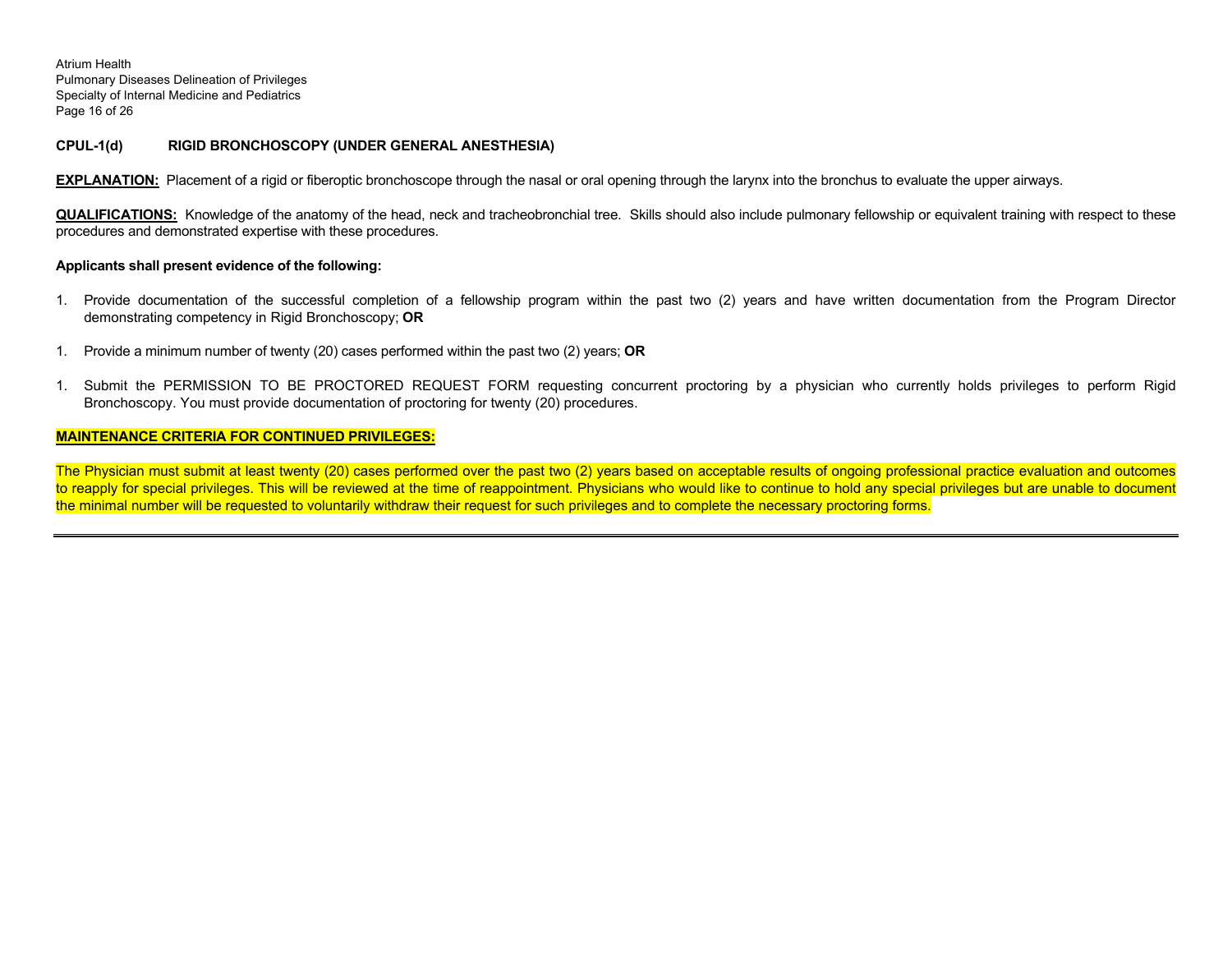**CPUL-1(d) RIGID BRONCHOSCOPY (UNDER GENERAL ANESTHESIA)**

**EXPLANATION:** Placement of a rigid or fiberoptic bronchoscope through the nasal or oral opening through the larynx into the bronchus to evaluate the upper airways.

**QUALIFICATIONS:** Knowledge of the anatomy of the head, neck and tracheobronchial tree. Skills should also include pulmonary fellowship or equivalent training with respect to these procedures and demonstrated expertise with these procedures.

**Applicants shall present evidence of the following:**

1. Provide documentation of the successful completion of a fellowship program within the past two (2) years and have written documentation from the Program Director demonstrating competency in Rigid Bronchoscopy; **OR**

1. Provide a minimum number of twenty (20) cases performed within the past two (2) years; **OR**

1. Submit the PERMISSION TO BE PROCTORED REQUEST FORM requesting concurrent proctoring by a physician who currently holds privileges to perform Rigid Bronchoscopy. You must provide documentation of proctoring for twenty (20) procedures.

**MAINTENANCE CRITERIA FOR CONTINUED PRIVILEGES:**

The Physician must submit at least twenty (20) cases performed over the past two (2) years based on acceptable results of ongoing professional practice evaluation and outcomes to reapply for special privileges. This will be reviewed at the time of reappointment. Physicians who would like to continue to hold any special privileges but are unable to document the minimal number will be requested to voluntarily withdraw their request for such privileges and to complete the necessary proctoring forms.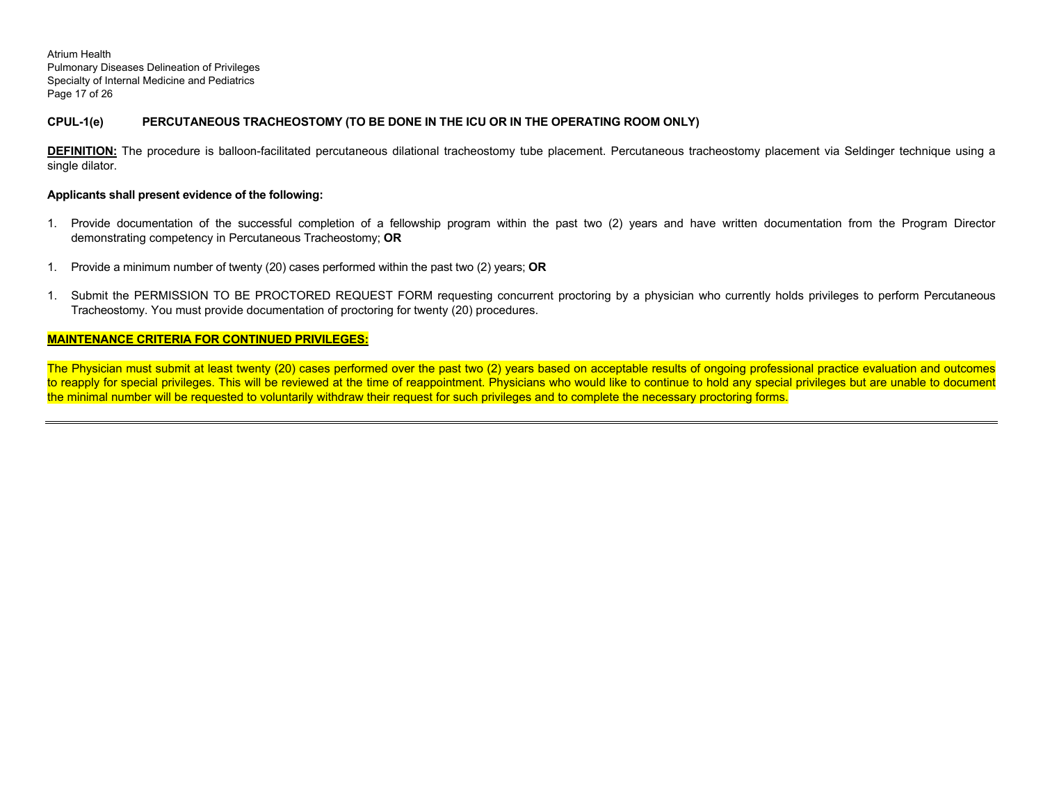**CPUL-1(e) PERCUTANEOUS TRACHEOSTOMY (TO BE DONE IN THE ICU OR IN THE OPERATING ROOM ONLY)**

**DEFINITION:** The procedure is balloon-facilitated percutaneous dilational tracheostomy tube placement. Percutaneous tracheostomy placement via Seldinger technique using a single dilator.

**Applicants shall present evidence of the following:**

1. Provide documentation of the successful completion of a fellowship program within the past two (2) years and have written documentation from the Program Director demonstrating competency in Percutaneous Tracheostomy; **OR**

1. Provide a minimum number of twenty (20) cases performed within the past two (2) years; **OR**

1. Submit the PERMISSION TO BE PROCTORED REQUEST FORM requesting concurrent proctoring by a physician who currently holds privileges to perform Percutaneous Tracheostomy. You must provide documentation of proctoring for twenty (20) procedures.

**MAINTENANCE CRITERIA FOR CONTINUED PRIVILEGES:**

The Physician must submit at least twenty (20) cases performed over the past two (2) years based on acceptable results of ongoing professional practice evaluation and outcomes to reapply for special privileges. This will be reviewed at the time of reappointment. Physicians who would like to continue to hold any special privileges but are unable to document the minimal number will be requested to voluntarily withdraw their request for such privileges and to complete the necessary proctoring forms.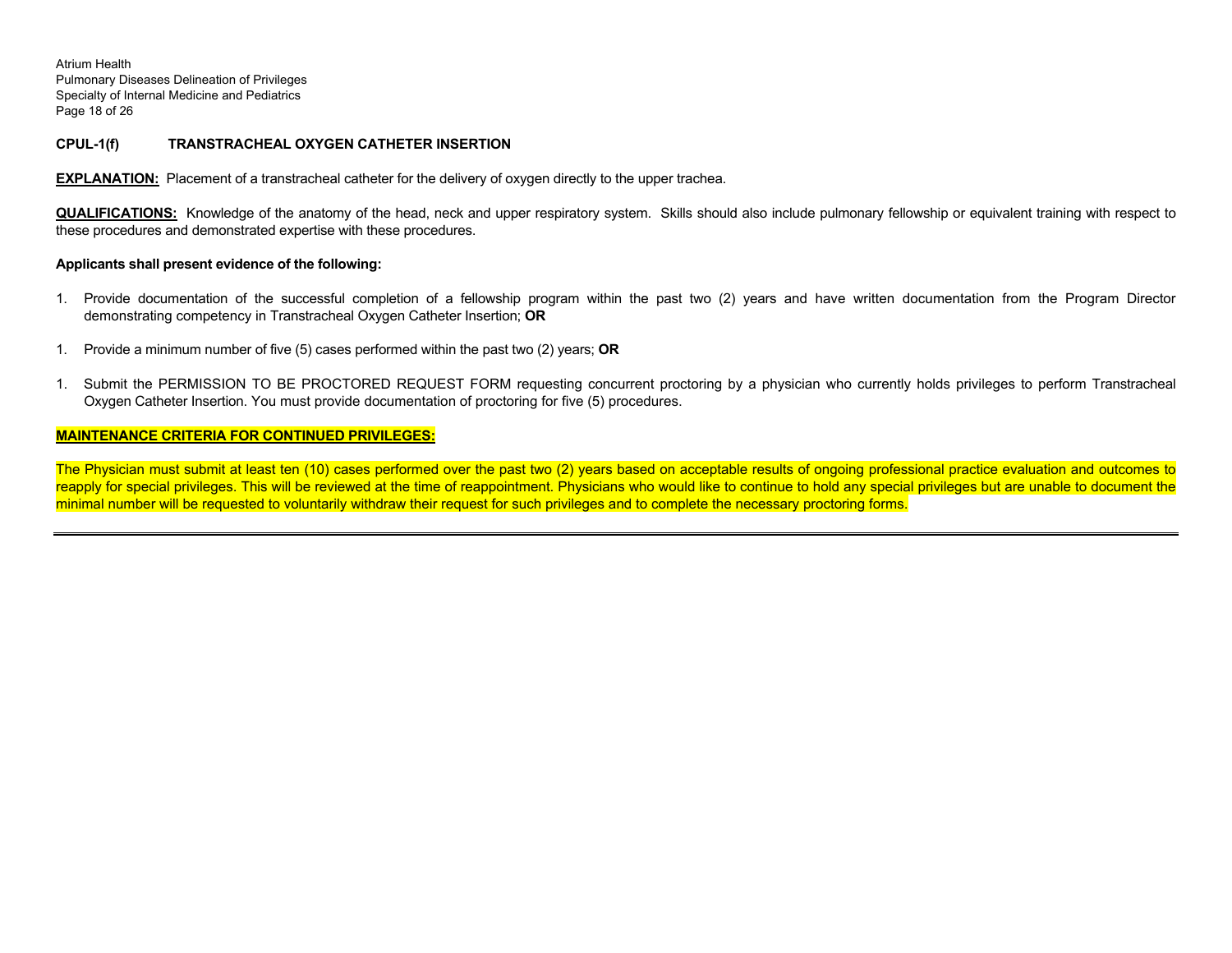## CPUL-1(f) TRANSTRACHEAL OXYGEN CATHETER INSERTION

**EXPLANATION:** Placement of a transtracheal catheter for the delivery of oxygen directly to the upper trachea.

**QUALIFICATIONS:** Knowledge of the anatomy of the head, neck and upper respiratory system. Skills should also include pulmonary fellowship or equivalent training with respect to these procedures and demonstrated expertise with these procedures.

**Applicants shall present evidence of the following:**

1. Provide documentation of the successful completion of a fellowship program within the past two (2) years and have written documentation from the Program Director demonstrating competency in Transtracheal Oxygen Catheter Insertion; **OR**

1. Provide a minimum number of five (5) cases performed within the past two (2) years; **OR**

1. Submit the PERMISSION TO BE PROCTORED REQUEST FORM requesting concurrent proctoring by a physician who currently holds privileges to perform Transtracheal Oxygen Catheter Insertion. You must provide documentation of proctoring for five (5) procedures.

**MAINTENANCE CRITERIA FOR CONTINUED PRIVILEGES:**

The Physician must submit at least ten (10) cases performed over the past two (2) years based on acceptable results of ongoing professional practice evaluation and outcomes to reapply for special privileges. This will be reviewed at the time of reappointment. Physicians who would like to continue to hold any special privileges but are unable to document the minimal number will be requested to voluntarily withdraw their request for such privileges and to complete the necessary proctoring forms.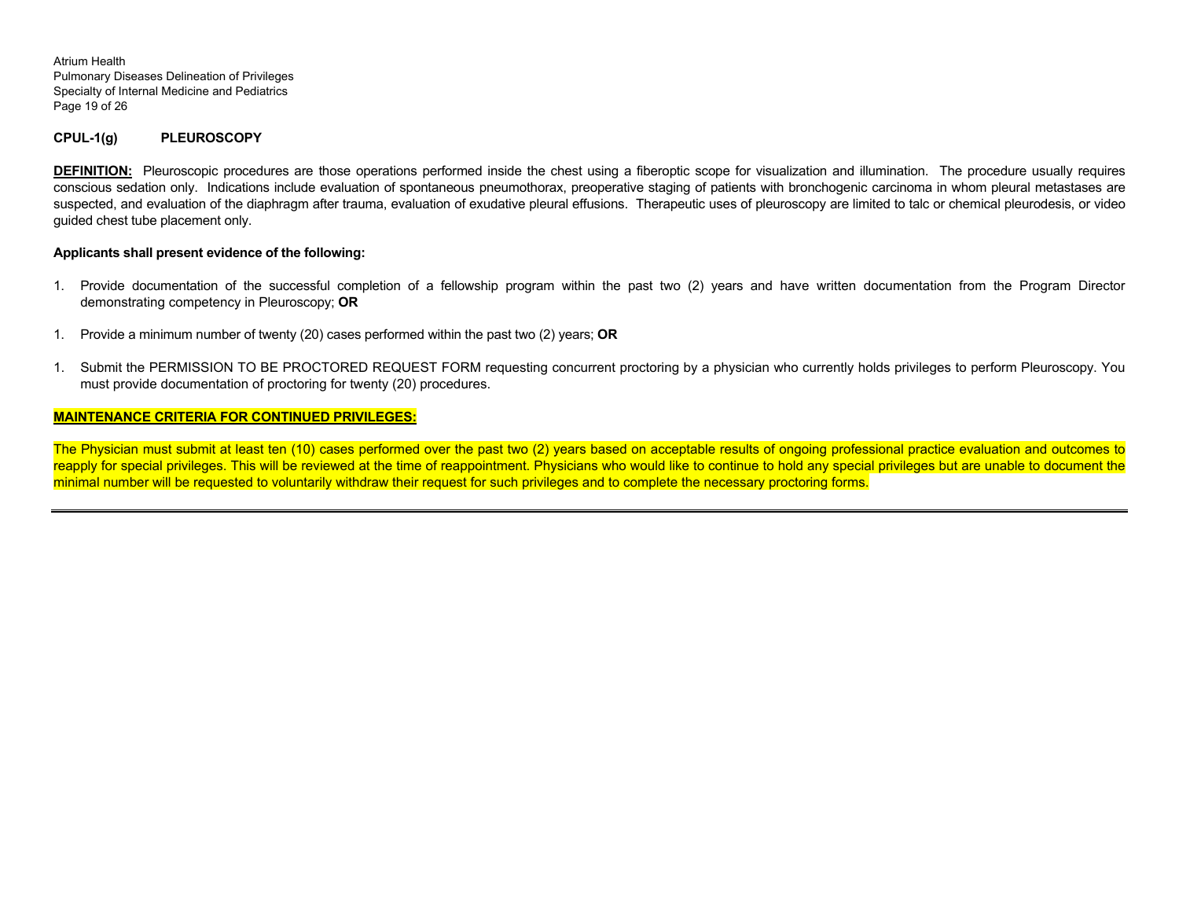**CPUL-1(g) PLEUROSCOPY**

**DEFINITION:** Pleuroscopic procedures are those operations performed inside the chest using a fiberoptic scope for visualization and illumination. The procedure usually requires conscious sedation only. Indications include evaluation of spontaneous pneumothorax, preoperative staging of patients with bronchogenic carcinoma in whom pleural metastases are suspected, and evaluation of the diaphragm after trauma, evaluation of exudative pleural effusions. Therapeutic uses of pleuroscopy are limited to talc or chemical pleurodesis, or video guided chest tube placement only.

**Applicants shall present evidence of the following:**

1. Provide documentation of the successful completion of a fellowship program within the past two (2) years and have written documentation from the Program Director demonstrating competency in Pleuroscopy; **OR**

1. Provide a minimum number of twenty (20) cases performed within the past two (2) years; **OR**

1. Submit the PERMISSION TO BE PROCTORED REQUEST FORM requesting concurrent proctoring by a physician who currently holds privileges to perform Pleuroscopy. You must provide documentation of proctoring for twenty (20) procedures.

**MAINTENANCE CRITERIA FOR CONTINUED PRIVILEGES:**

The Physician must submit at least ten (10) cases performed over the past two (2) years based on acceptable results of ongoing professional practice evaluation and outcomes to reapply for special privileges. This will be reviewed at the time of reappointment. Physicians who would like to continue to hold any special privileges but are unable to document the minimal number will be requested to voluntarily withdraw their request for such privileges and to complete the necessary proctoring forms.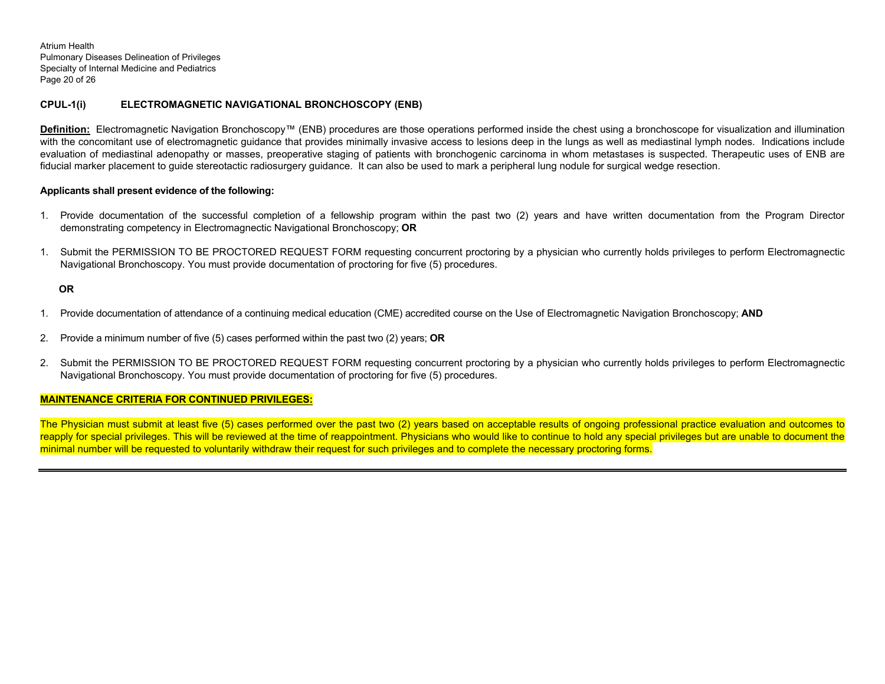## CPUL-1(i) ELECTROMAGNETIC NAVIGATIONAL BRONCHOSCOPY (ENB)

**Definition:** Electromagnetic Navigation Bronchoscopy™ (ENB) procedures are those operations performed inside the chest using a bronchoscope for visualization and illumination with the concomitant use of electromagnetic guidance that provides minimally invasive access to lesions deep in the lungs as well as mediastinal lymph nodes. Indications include evaluation of mediastinal adenopathy or masses, preoperative staging of patients with bronchogenic carcinoma in whom metastases is suspected. Therapeutic uses of ENB are fiducial marker placement to guide stereotactic radiosurgery guidance. It can also be used to mark a peripheral lung nodule for surgical wedge resection.

**Applicants shall present evidence of the following:**

1. Provide documentation of the successful completion of a fellowship program within the past two (2) years and have written documentation from the Program Director demonstrating competency in Electromagnectic Navigational Bronchoscopy; **OR**

1. Submit the PERMISSION TO BE PROCTORED REQUEST FORM requesting concurrent proctoring by a physician who currently holds privileges to perform Electromagnectic Navigational Bronchoscopy. You must provide documentation of proctoring for five (5) procedures.

**OR**

1. Provide documentation of attendance of a continuing medical education (CME) accredited course on the Use of Electromagnetic Navigation Bronchoscopy; **AND**

2. Provide a minimum number of five (5) cases performed within the past two (2) years; **OR**

2. Submit the PERMISSION TO BE PROCTORED REQUEST FORM requesting concurrent proctoring by a physician who currently holds privileges to perform Electromagnectic Navigational Bronchoscopy. You must provide documentation of proctoring for five (5) procedures.

**MAINTENANCE CRITERIA FOR CONTINUED PRIVILEGES:**

The Physician must submit at least five (5) cases performed over the past two (2) years based on acceptable results of ongoing professional practice evaluation and outcomes to reapply for special privileges. This will be reviewed at the time of reappointment. Physicians who would like to continue to hold any special privileges but are unable to document the minimal number will be requested to voluntarily withdraw their request for such privileges and to complete the necessary proctoring forms.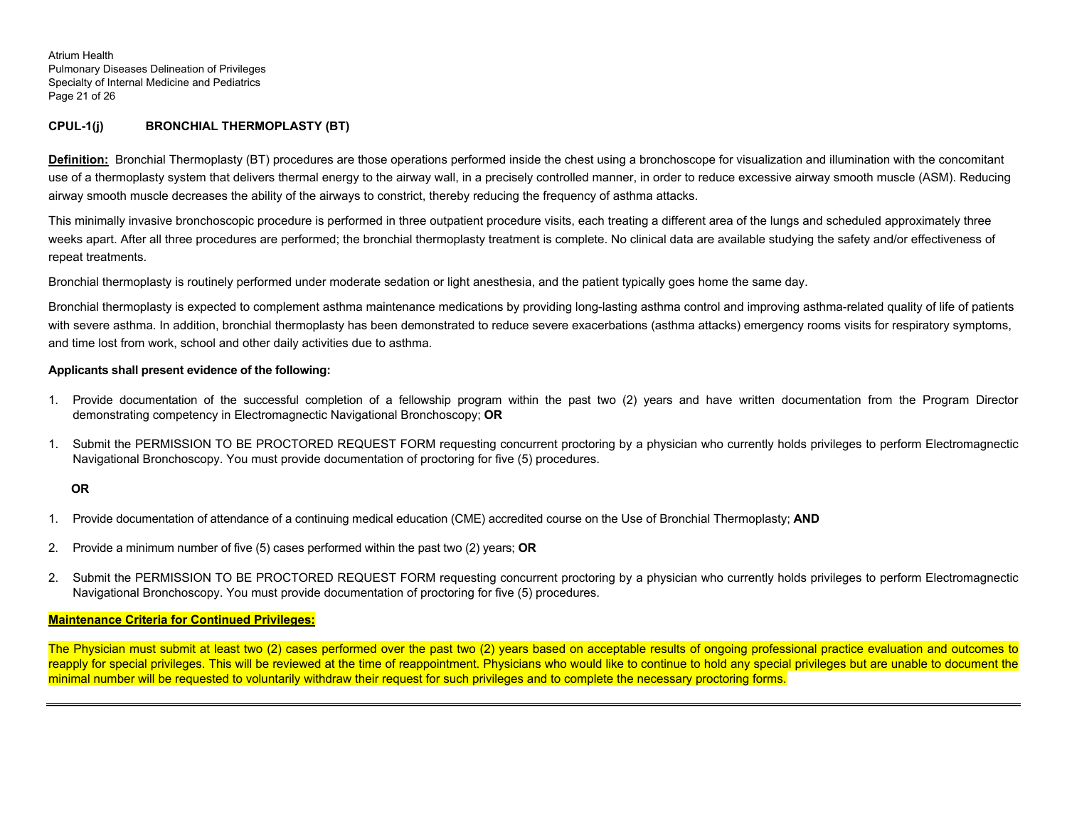**CPUL-1(j) BRONCHIAL THERMOPLASTY (BT)**

**Definition:** Bronchial Thermoplasty (BT) procedures are those operations performed inside the chest using a bronchoscope for visualization and illumination with the concomitant use of a thermoplasty system that delivers thermal energy to the airway wall, in a precisely controlled manner, in order to reduce excessive airway smooth muscle (ASM). Reducing airway smooth muscle decreases the ability of the airways to constrict, thereby reducing the frequency of asthma attacks.

This minimally invasive bronchoscopic procedure is performed in three outpatient procedure visits, each treating a different area of the lungs and scheduled approximately three weeks apart. After all three procedures are performed; the bronchial thermoplasty treatment is complete. No clinical data are available studying the safety and/or effectiveness of repeat treatments.

Bronchial thermoplasty is routinely performed under moderate sedation or light anesthesia, and the patient typically goes home the same day.

Bronchial thermoplasty is expected to complement asthma maintenance medications by providing long-lasting asthma control and improving asthma-related quality of life of patients with severe asthma. In addition, bronchial thermoplasty has been demonstrated to reduce severe exacerbations (asthma attacks) emergency rooms visits for respiratory symptoms, and time lost from work, school and other daily activities due to asthma.

**Applicants shall present evidence of the following:**

1. Provide documentation of the successful completion of a fellowship program within the past two (2) years and have written documentation from the Program Director demonstrating competency in Electromagnectic Navigational Bronchoscopy; **OR**

1. Submit the PERMISSION TO BE PROCTORED REQUEST FORM requesting concurrent proctoring by a physician who currently holds privileges to perform Electromagnectic Navigational Bronchoscopy. You must provide documentation of proctoring for five (5) procedures.

**OR**

1. Provide documentation of attendance of a continuing medical education (CME) accredited course on the Use of Bronchial Thermoplasty; **AND**

2. Provide a minimum number of five (5) cases performed within the past two (2) years; **OR**

2. Submit the PERMISSION TO BE PROCTORED REQUEST FORM requesting concurrent proctoring by a physician who currently holds privileges to perform Electromagnectic Navigational Bronchoscopy. You must provide documentation of proctoring for five (5) procedures.

**Maintenance Criteria for Continued Privileges:**

The Physician must submit at least two (2) cases performed over the past two (2) years based on acceptable results of ongoing professional practice evaluation and outcomes to reapply for special privileges. This will be reviewed at the time of reappointment. Physicians who would like to continue to hold any special privileges but are unable to document the minimal number will be requested to voluntarily withdraw their request for such privileges and to complete the necessary proctoring forms.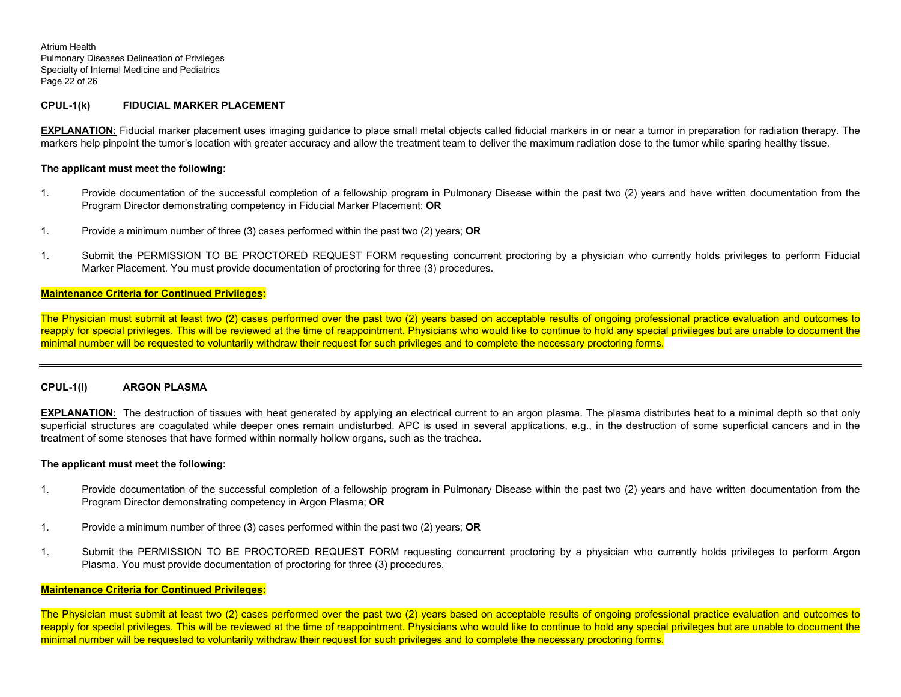### CPUL-1(k) FIDUCIAL MARKER PLACEMENT

**EXPLANATION:** Fiducial marker placement uses imaging guidance to place small metal objects called fiducial markers in or near a tumor in preparation for radiation therapy. The markers help pinpoint the tumor's location with greater accuracy and allow the treatment team to deliver the maximum radiation dose to the tumor while sparing healthy tissue.

**The applicant must meet the following:**

1. Provide documentation of the successful completion of a fellowship program in Pulmonary Disease within the past two (2) years and have written documentation from the Program Director demonstrating competency in Fiducial Marker Placement; **OR**

1. Provide a minimum number of three (3) cases performed within the past two (2) years; **OR**

1. Submit the PERMISSION TO BE PROCTORED REQUEST FORM requesting concurrent proctoring by a physician who currently holds privileges to perform Fiducial Marker Placement. You must provide documentation of proctoring for three (3) procedures.

**Maintenance Criteria for Continued Privileges:**

The Physician must submit at least two (2) cases performed over the past two (2) years based on acceptable results of ongoing professional practice evaluation and outcomes to reapply for special privileges. This will be reviewed at the time of reappointment. Physicians who would like to continue to hold any special privileges but are unable to document the minimal number will be requested to voluntarily withdraw their request for such privileges and to complete the necessary proctoring forms.

---

### CPUL-1(l) ARGON PLASMA

**EXPLANATION:** The destruction of tissues with heat generated by applying an electrical current to an argon plasma. The plasma distributes heat to a minimal depth so that only superficial structures are coagulated while deeper ones remain undisturbed. APC is used in several applications, e.g., in the destruction of some superficial cancers and in the treatment of some stenoses that have formed within normally hollow organs, such as the trachea.

**The applicant must meet the following:**

1. Provide documentation of the successful completion of a fellowship program in Pulmonary Disease within the past two (2) years and have written documentation from the Program Director demonstrating competency in Argon Plasma; **OR**

1. Provide a minimum number of three (3) cases performed within the past two (2) years; **OR**

1. Submit the PERMISSION TO BE PROCTORED REQUEST FORM requesting concurrent proctoring by a physician who currently holds privileges to perform Argon Plasma. You must provide documentation of proctoring for three (3) procedures.

**Maintenance Criteria for Continued Privileges:**

The Physician must submit at least two (2) cases performed over the past two (2) years based on acceptable results of ongoing professional practice evaluation and outcomes to reapply for special privileges. This will be reviewed at the time of reappointment. Physicians who would like to continue to hold any special privileges but are unable to document the minimal number will be requested to voluntarily withdraw their request for such privileges and to complete the necessary proctoring forms.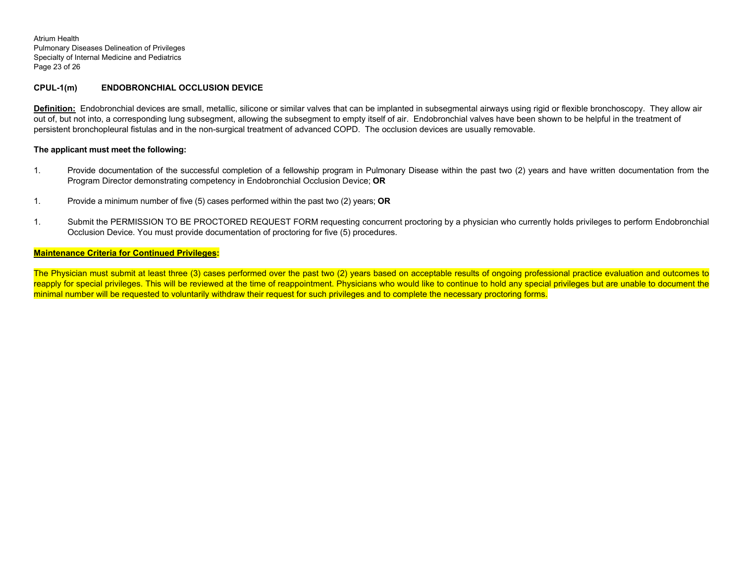### CPUL-1(m) ENDOBRONCHIAL OCCLUSION DEVICE

**Definition:** Endobronchial devices are small, metallic, silicone or similar valves that can be implanted in subsegmental airways using rigid or flexible bronchoscopy. They allow air out of, but not into, a corresponding lung subsegment, allowing the subsegment to empty itself of air. Endobronchial valves have been shown to be helpful in the treatment of persistent bronchopleural fistulas and in the non-surgical treatment of advanced COPD. The occlusion devices are usually removable.

**The applicant must meet the following:**

1. Provide documentation of the successful completion of a fellowship program in Pulmonary Disease within the past two (2) years and have written documentation from the Program Director demonstrating competency in Endobronchial Occlusion Device; **OR**

1. Provide a minimum number of five (5) cases performed within the past two (2) years; **OR**

1. Submit the PERMISSION TO BE PROCTORED REQUEST FORM requesting concurrent proctoring by a physician who currently holds privileges to perform Endobronchial Occlusion Device. You must provide documentation of proctoring for five (5) procedures.

**Maintenance Criteria for Continued Privileges:**

The Physician must submit at least three (3) cases performed over the past two (2) years based on acceptable results of ongoing professional practice evaluation and outcomes to reapply for special privileges. This will be reviewed at the time of reappointment. Physicians who would like to continue to hold any special privileges but are unable to document the minimal number will be requested to voluntarily withdraw their request for such privileges and to complete the necessary proctoring forms.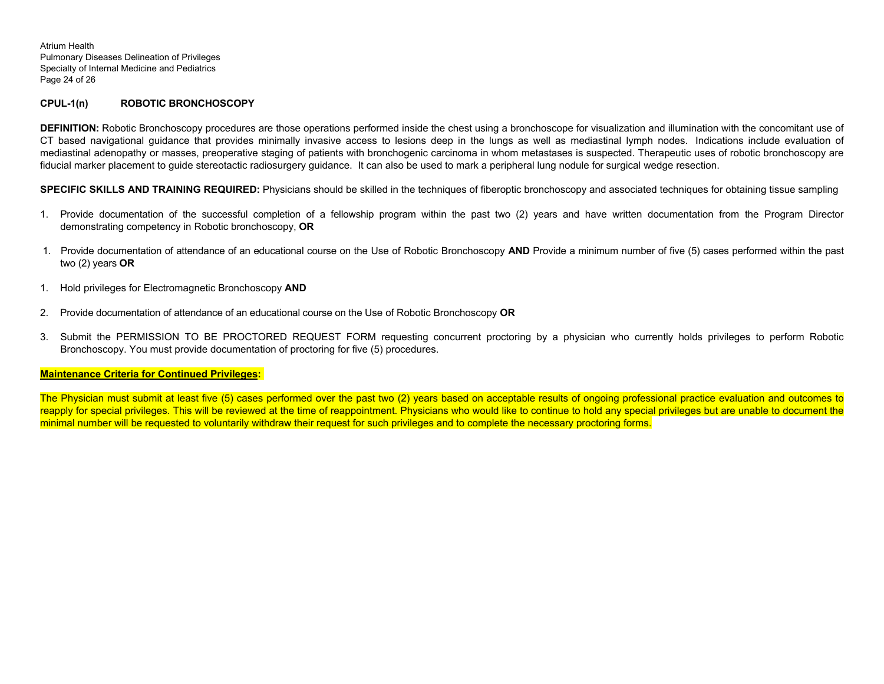**CPUL-1(n) ROBOTIC BRONCHOSCOPY**

**DEFINITION:** Robotic Bronchoscopy procedures are those operations performed inside the chest using a bronchoscope for visualization and illumination with the concomitant use of CT based navigational guidance that provides minimally invasive access to lesions deep in the lungs as well as mediastinal lymph nodes. Indications include evaluation of mediastinal adenopathy or masses, preoperative staging of patients with bronchogenic carcinoma in whom metastases is suspected. Therapeutic uses of robotic bronchoscopy are fiducial marker placement to guide stereotactic radiosurgery guidance. It can also be used to mark a peripheral lung nodule for surgical wedge resection.

**SPECIFIC SKILLS AND TRAINING REQUIRED:** Physicians should be skilled in the techniques of fiberoptic bronchoscopy and associated techniques for obtaining tissue sampling

1. Provide documentation of the successful completion of a fellowship program within the past two (2) years and have written documentation from the Program Director demonstrating competency in Robotic bronchoscopy, **OR**

1. Provide documentation of attendance of an educational course on the Use of Robotic Bronchoscopy **AND** Provide a minimum number of five (5) cases performed within the past two (2) years **OR**

1. Hold privileges for Electromagnetic Bronchoscopy **AND**

2. Provide documentation of attendance of an educational course on the Use of Robotic Bronchoscopy **OR**

3. Submit the PERMISSION TO BE PROCTORED REQUEST FORM requesting concurrent proctoring by a physician who currently holds privileges to perform Robotic Bronchoscopy. You must provide documentation of proctoring for five (5) procedures.

**Maintenance Criteria for Continued Privileges:**

The Physician must submit at least five (5) cases performed over the past two (2) years based on acceptable results of ongoing professional practice evaluation and outcomes to reapply for special privileges. This will be reviewed at the time of reappointment. Physicians who would like to continue to hold any special privileges but are unable to document the minimal number will be requested to voluntarily withdraw their request for such privileges and to complete the necessary proctoring forms.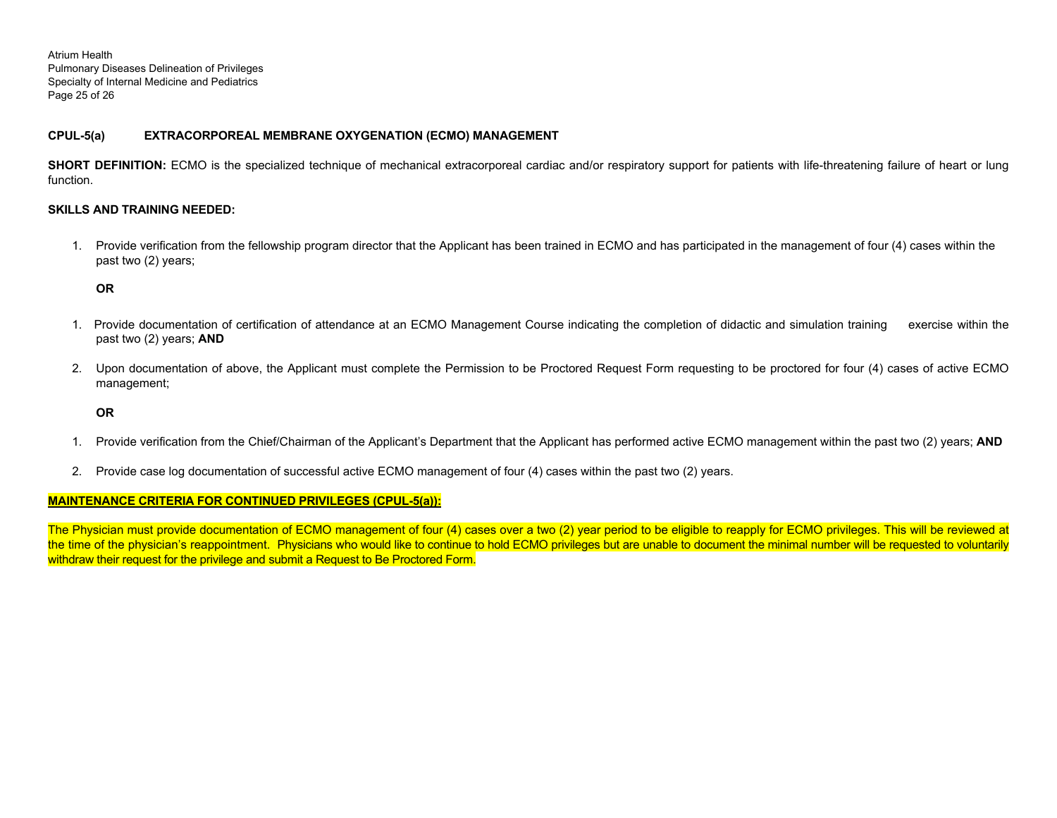**CPUL-5(a) EXTRACORPOREAL MEMBRANE OXYGENATION (ECMO) MANAGEMENT**

**SHORT DEFINITION:** ECMO is the specialized technique of mechanical extracorporeal cardiac and/or respiratory support for patients with life-threatening failure of heart or lung function.

**SKILLS AND TRAINING NEEDED:**

1. Provide verification from the fellowship program director that the Applicant has been trained in ECMO and has participated in the management of four (4) cases within the past two (2) years;

   **OR**

1. Provide documentation of certification of attendance at an ECMO Management Course indicating the completion of didactic and simulation training exercise within the past two (2) years; **AND**

2. Upon documentation of above, the Applicant must complete the Permission to be Proctored Request Form requesting to be proctored for four (4) cases of active ECMO management;

   **OR**

1. Provide verification from the Chief/Chairman of the Applicant's Department that the Applicant has performed active ECMO management within the past two (2) years; **AND**

2. Provide case log documentation of successful active ECMO management of four (4) cases within the past two (2) years.

**MAINTENANCE CRITERIA FOR CONTINUED PRIVILEGES (CPUL-5(a)):**

The Physician must provide documentation of ECMO management of four (4) cases over a two (2) year period to be eligible to reapply for ECMO privileges. This will be reviewed at the time of the physician's reappointment. Physicians who would like to continue to hold ECMO privileges but are unable to document the minimal number will be requested to voluntarily withdraw their request for the privilege and submit a Request to Be Proctored Form.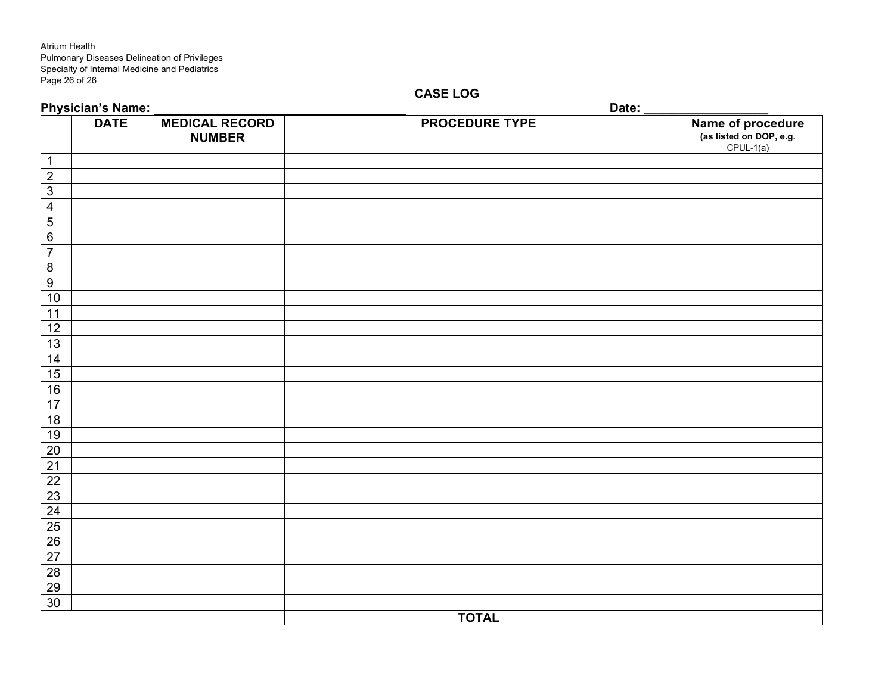## CASE LOG

**Physician's Name:** ________________________________ **Date:** ________________

| | DATE | MEDICAL RECORD NUMBER | PROCEDURE TYPE | Name of procedure (as listed on DOP, e.g. CPUL-1(a) |
|---|---|---|---|---|
| 1 | | | | |
| 2 | | | | |
| 3 | | | | |
| 4 | | | | |
| 5 | | | | |
| 6 | | | | |
| 7 | | | | |
| 8 | | | | |
| 9 | | | | |
| 10 | | | | |
| 11 | | | | |
| 12 | | | | |
| 13 | | | | |
| 14 | | | | |
| 15 | | | | |
| 16 | | | | |
| 17 | | | | |
| 18 | | | | |
| 19 | | | | |
| 20 | | | | |
| 21 | | | | |
| 22 | | | | |
| 23 | | | | |
| 24 | | | | |
| 25 | | | | |
| 26 | | | | |
| 27 | | | | |
| 28 | | | | |
| 29 | | | | |
| 30 | | | | |
| | | | **TOTAL** | |